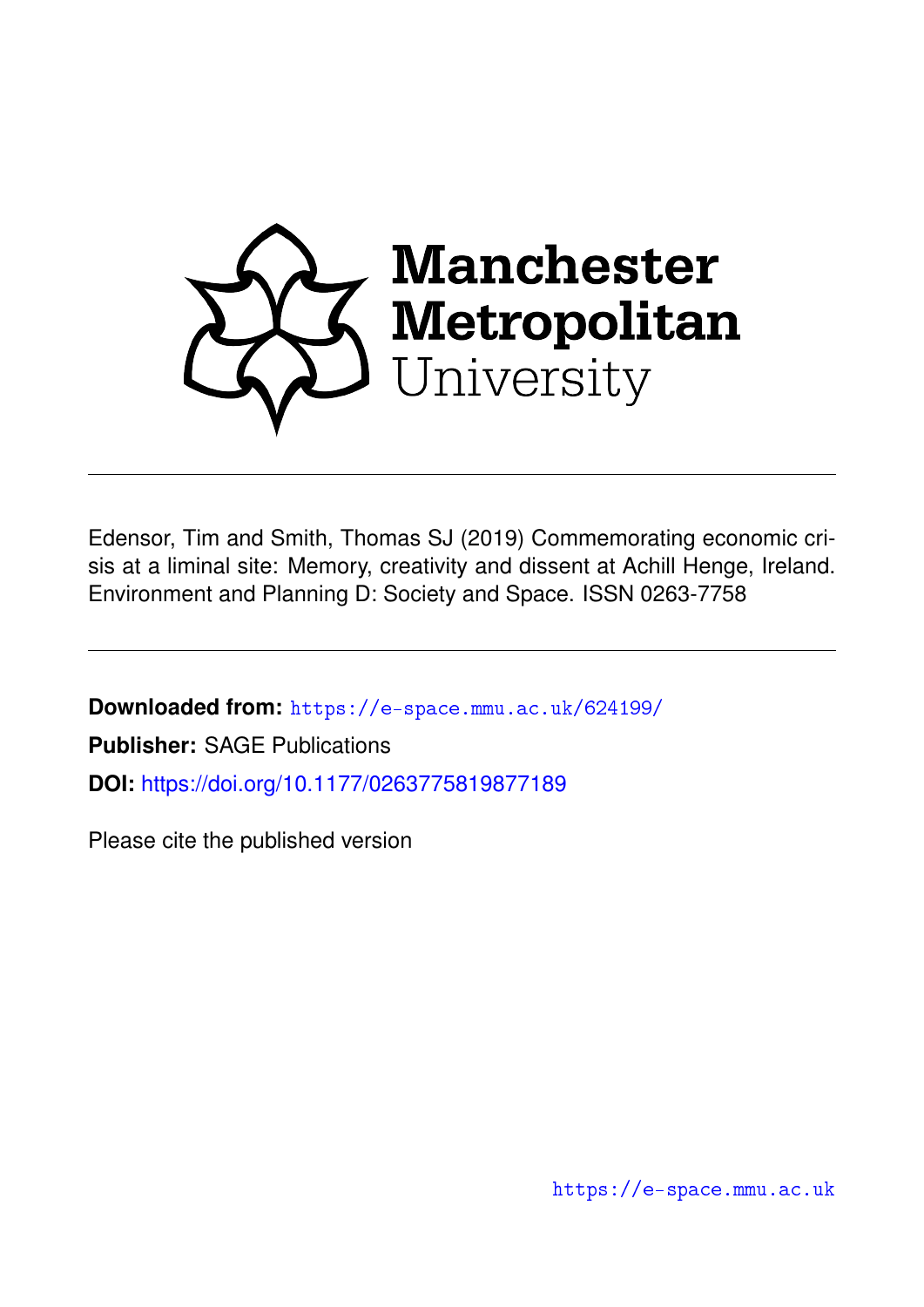Manchester Metropolitan University

Edensor, Tim and Smith, Thomas SJ (2019) Commemorating economic crisis at a liminal site: Memory, creativity and dissent at Achill Henge, Ireland. Environment and Planning D: Society and Space. ISSN 0263-7758

---

**Downloaded from:** https://e-space.mmu.ac.uk/624199/

**Publisher:** SAGE Publications

**DOI:** https://doi.org/10.1177/0263775819877189

Please cite the published version

https://e-space.mmu.ac.uk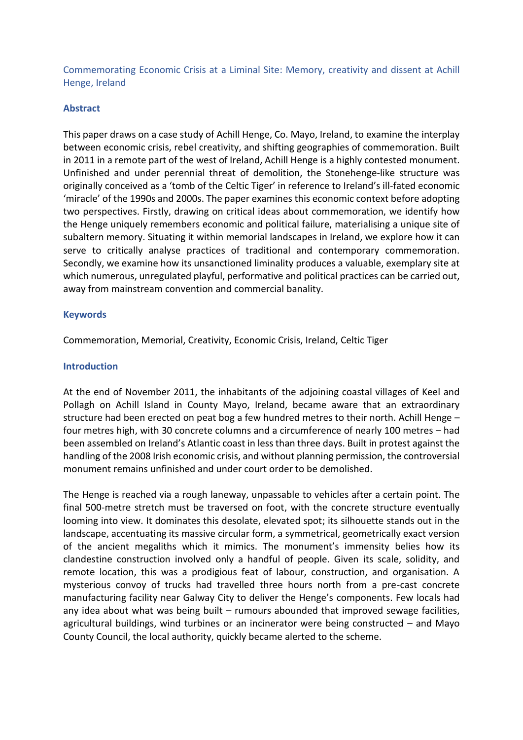# Commemorating Economic Crisis at a Liminal Site: Memory, creativity and dissent at Achill Henge, Ireland

## Abstract

This paper draws on a case study of Achill Henge, Co. Mayo, Ireland, to examine the interplay between economic crisis, rebel creativity, and shifting geographies of commemoration. Built in 2011 in a remote part of the west of Ireland, Achill Henge is a highly contested monument. Unfinished and under perennial threat of demolition, the Stonehenge-like structure was originally conceived as a 'tomb of the Celtic Tiger' in reference to Ireland's ill-fated economic 'miracle' of the 1990s and 2000s. The paper examines this economic context before adopting two perspectives. Firstly, drawing on critical ideas about commemoration, we identify how the Henge uniquely remembers economic and political failure, materialising a unique site of subaltern memory. Situating it within memorial landscapes in Ireland, we explore how it can serve to critically analyse practices of traditional and contemporary commemoration. Secondly, we examine how its unsanctioned liminality produces a valuable, exemplary site at which numerous, unregulated playful, performative and political practices can be carried out, away from mainstream convention and commercial banality.

## Keywords

Commemoration, Memorial, Creativity, Economic Crisis, Ireland, Celtic Tiger

## Introduction

At the end of November 2011, the inhabitants of the adjoining coastal villages of Keel and Pollagh on Achill Island in County Mayo, Ireland, became aware that an extraordinary structure had been erected on peat bog a few hundred metres to their north. Achill Henge – four metres high, with 30 concrete columns and a circumference of nearly 100 metres – had been assembled on Ireland's Atlantic coast in less than three days. Built in protest against the handling of the 2008 Irish economic crisis, and without planning permission, the controversial monument remains unfinished and under court order to be demolished.

The Henge is reached via a rough laneway, unpassable to vehicles after a certain point. The final 500-metre stretch must be traversed on foot, with the concrete structure eventually looming into view. It dominates this desolate, elevated spot; its silhouette stands out in the landscape, accentuating its massive circular form, a symmetrical, geometrically exact version of the ancient megaliths which it mimics. The monument's immensity belies how its clandestine construction involved only a handful of people. Given its scale, solidity, and remote location, this was a prodigious feat of labour, construction, and organisation. A mysterious convoy of trucks had travelled three hours north from a pre-cast concrete manufacturing facility near Galway City to deliver the Henge's components. Few locals had any idea about what was being built – rumours abounded that improved sewage facilities, agricultural buildings, wind turbines or an incinerator were being constructed – and Mayo County Council, the local authority, quickly became alerted to the scheme.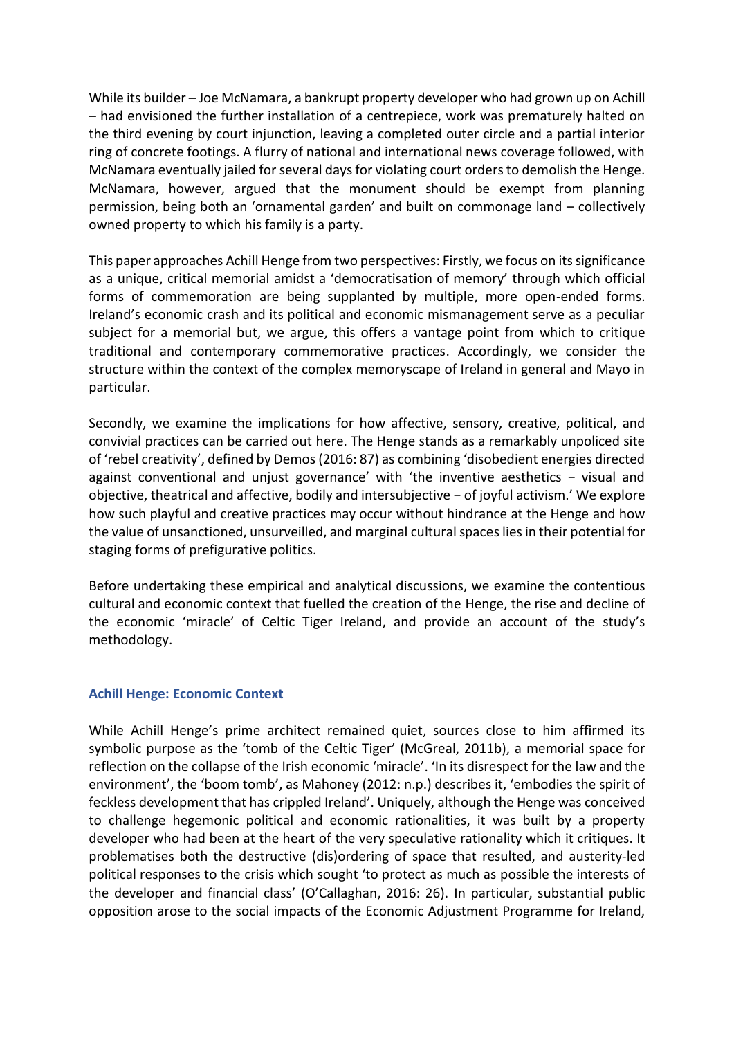While its builder – Joe McNamara, a bankrupt property developer who had grown up on Achill – had envisioned the further installation of a centrepiece, work was prematurely halted on the third evening by court injunction, leaving a completed outer circle and a partial interior ring of concrete footings. A flurry of national and international news coverage followed, with McNamara eventually jailed for several days for violating court orders to demolish the Henge. McNamara, however, argued that the monument should be exempt from planning permission, being both an 'ornamental garden' and built on commonage land – collectively owned property to which his family is a party.

This paper approaches Achill Henge from two perspectives: Firstly, we focus on its significance as a unique, critical memorial amidst a 'democratisation of memory' through which official forms of commemoration are being supplanted by multiple, more open-ended forms. Ireland's economic crash and its political and economic mismanagement serve as a peculiar subject for a memorial but, we argue, this offers a vantage point from which to critique traditional and contemporary commemorative practices. Accordingly, we consider the structure within the context of the complex memoryscape of Ireland in general and Mayo in particular.

Secondly, we examine the implications for how affective, sensory, creative, political, and convivial practices can be carried out here. The Henge stands as a remarkably unpoliced site of 'rebel creativity', defined by Demos (2016: 87) as combining 'disobedient energies directed against conventional and unjust governance' with 'the inventive aesthetics − visual and objective, theatrical and affective, bodily and intersubjective − of joyful activism.' We explore how such playful and creative practices may occur without hindrance at the Henge and how the value of unsanctioned, unsurveilled, and marginal cultural spaces lies in their potential for staging forms of prefigurative politics.

Before undertaking these empirical and analytical discussions, we examine the contentious cultural and economic context that fuelled the creation of the Henge, the rise and decline of the economic 'miracle' of Celtic Tiger Ireland, and provide an account of the study's methodology.

## Achill Henge: Economic Context

While Achill Henge's prime architect remained quiet, sources close to him affirmed its symbolic purpose as the 'tomb of the Celtic Tiger' (McGreal, 2011b), a memorial space for reflection on the collapse of the Irish economic 'miracle'. 'In its disrespect for the law and the environment', the 'boom tomb', as Mahoney (2012: n.p.) describes it, 'embodies the spirit of feckless development that has crippled Ireland'. Uniquely, although the Henge was conceived to challenge hegemonic political and economic rationalities, it was built by a property developer who had been at the heart of the very speculative rationality which it critiques. It problematises both the destructive (dis)ordering of space that resulted, and austerity-led political responses to the crisis which sought 'to protect as much as possible the interests of the developer and financial class' (O'Callaghan, 2016: 26). In particular, substantial public opposition arose to the social impacts of the Economic Adjustment Programme for Ireland,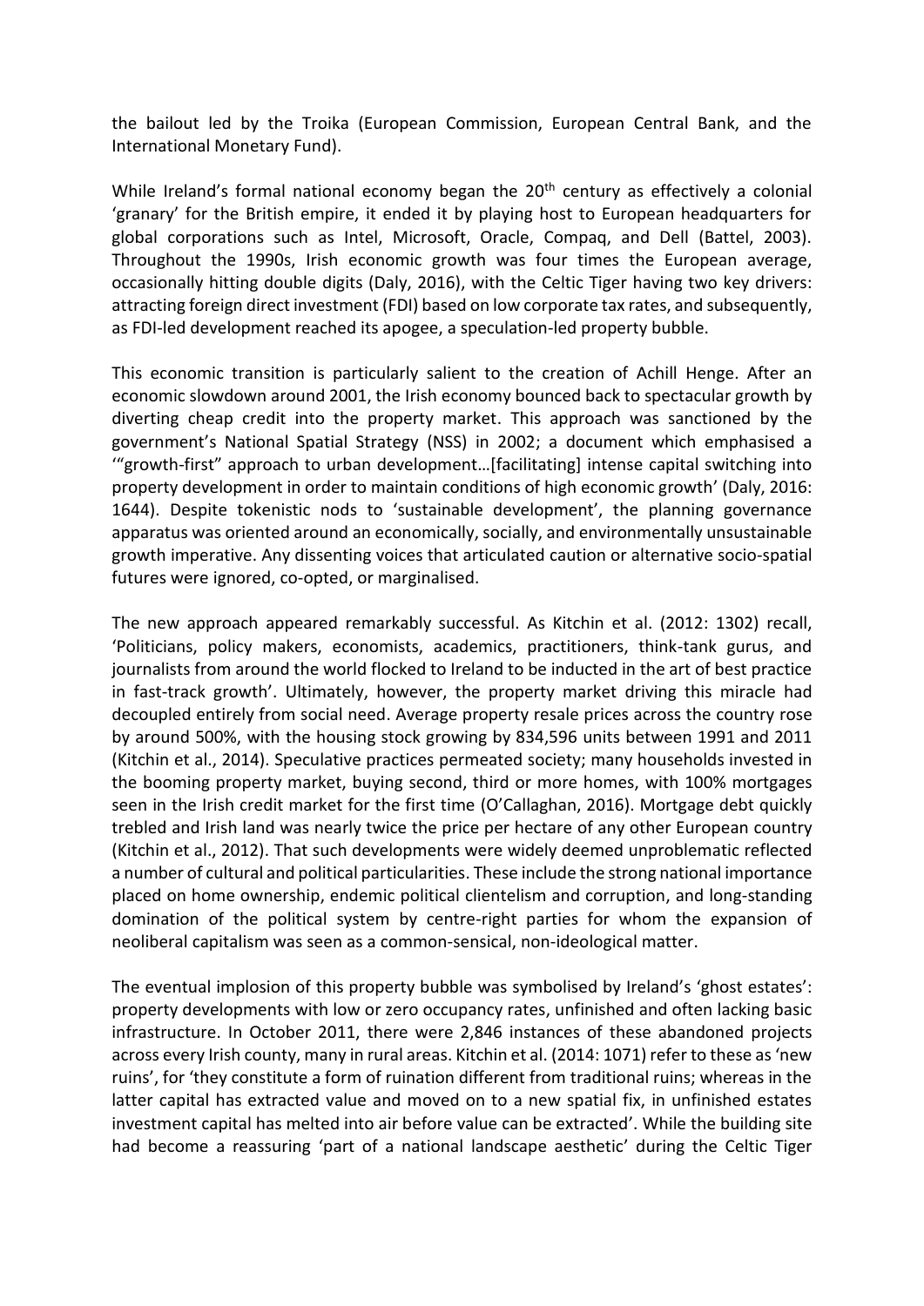the bailout led by the Troika (European Commission, European Central Bank, and the International Monetary Fund).

While Ireland's formal national economy began the 20th century as effectively a colonial 'granary' for the British empire, it ended it by playing host to European headquarters for global corporations such as Intel, Microsoft, Oracle, Compaq, and Dell (Battel, 2003). Throughout the 1990s, Irish economic growth was four times the European average, occasionally hitting double digits (Daly, 2016), with the Celtic Tiger having two key drivers: attracting foreign direct investment (FDI) based on low corporate tax rates, and subsequently, as FDI-led development reached its apogee, a speculation-led property bubble.

This economic transition is particularly salient to the creation of Achill Henge. After an economic slowdown around 2001, the Irish economy bounced back to spectacular growth by diverting cheap credit into the property market. This approach was sanctioned by the government's National Spatial Strategy (NSS) in 2002; a document which emphasised a '"growth-first" approach to urban development…[facilitating] intense capital switching into property development in order to maintain conditions of high economic growth' (Daly, 2016: 1644). Despite tokenistic nods to 'sustainable development', the planning governance apparatus was oriented around an economically, socially, and environmentally unsustainable growth imperative. Any dissenting voices that articulated caution or alternative socio-spatial futures were ignored, co-opted, or marginalised.

The new approach appeared remarkably successful. As Kitchin et al. (2012: 1302) recall, 'Politicians, policy makers, economists, academics, practitioners, think-tank gurus, and journalists from around the world flocked to Ireland to be inducted in the art of best practice in fast-track growth'. Ultimately, however, the property market driving this miracle had decoupled entirely from social need. Average property resale prices across the country rose by around 500%, with the housing stock growing by 834,596 units between 1991 and 2011 (Kitchin et al., 2014). Speculative practices permeated society; many households invested in the booming property market, buying second, third or more homes, with 100% mortgages seen in the Irish credit market for the first time (O'Callaghan, 2016). Mortgage debt quickly trebled and Irish land was nearly twice the price per hectare of any other European country (Kitchin et al., 2012). That such developments were widely deemed unproblematic reflected a number of cultural and political particularities. These include the strong national importance placed on home ownership, endemic political clientelism and corruption, and long-standing domination of the political system by centre-right parties for whom the expansion of neoliberal capitalism was seen as a common-sensical, non-ideological matter.

The eventual implosion of this property bubble was symbolised by Ireland's 'ghost estates': property developments with low or zero occupancy rates, unfinished and often lacking basic infrastructure. In October 2011, there were 2,846 instances of these abandoned projects across every Irish county, many in rural areas. Kitchin et al. (2014: 1071) refer to these as 'new ruins', for 'they constitute a form of ruination different from traditional ruins; whereas in the latter capital has extracted value and moved on to a new spatial fix, in unfinished estates investment capital has melted into air before value can be extracted'. While the building site had become a reassuring 'part of a national landscape aesthetic' during the Celtic Tiger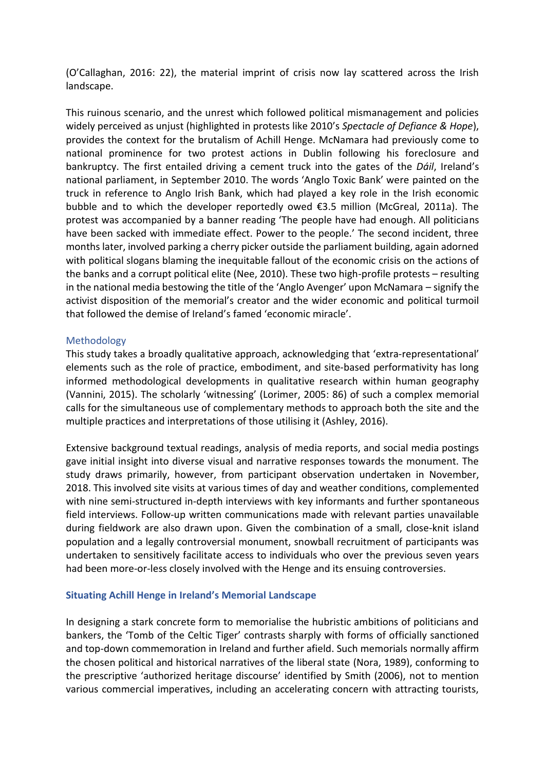(O'Callaghan, 2016: 22), the material imprint of crisis now lay scattered across the Irish landscape.

This ruinous scenario, and the unrest which followed political mismanagement and policies widely perceived as unjust (highlighted in protests like 2010's *Spectacle of Defiance & Hope*), provides the context for the brutalism of Achill Henge. McNamara had previously come to national prominence for two protest actions in Dublin following his foreclosure and bankruptcy. The first entailed driving a cement truck into the gates of the *Dáil*, Ireland's national parliament, in September 2010. The words 'Anglo Toxic Bank' were painted on the truck in reference to Anglo Irish Bank, which had played a key role in the Irish economic bubble and to which the developer reportedly owed €3.5 million (McGreal, 2011a). The protest was accompanied by a banner reading 'The people have had enough. All politicians have been sacked with immediate effect. Power to the people.' The second incident, three months later, involved parking a cherry picker outside the parliament building, again adorned with political slogans blaming the inequitable fallout of the economic crisis on the actions of the banks and a corrupt political elite (Nee, 2010). These two high-profile protests – resulting in the national media bestowing the title of the 'Anglo Avenger' upon McNamara – signify the activist disposition of the memorial's creator and the wider economic and political turmoil that followed the demise of Ireland's famed 'economic miracle'.

## Methodology

This study takes a broadly qualitative approach, acknowledging that 'extra-representational' elements such as the role of practice, embodiment, and site-based performativity has long informed methodological developments in qualitative research within human geography (Vannini, 2015). The scholarly 'witnessing' (Lorimer, 2005: 86) of such a complex memorial calls for the simultaneous use of complementary methods to approach both the site and the multiple practices and interpretations of those utilising it (Ashley, 2016).

Extensive background textual readings, analysis of media reports, and social media postings gave initial insight into diverse visual and narrative responses towards the monument. The study draws primarily, however, from participant observation undertaken in November, 2018. This involved site visits at various times of day and weather conditions, complemented with nine semi-structured in-depth interviews with key informants and further spontaneous field interviews. Follow-up written communications made with relevant parties unavailable during fieldwork are also drawn upon. Given the combination of a small, close-knit island population and a legally controversial monument, snowball recruitment of participants was undertaken to sensitively facilitate access to individuals who over the previous seven years had been more-or-less closely involved with the Henge and its ensuing controversies.

## Situating Achill Henge in Ireland's Memorial Landscape

In designing a stark concrete form to memorialise the hubristic ambitions of politicians and bankers, the 'Tomb of the Celtic Tiger' contrasts sharply with forms of officially sanctioned and top-down commemoration in Ireland and further afield. Such memorials normally affirm the chosen political and historical narratives of the liberal state (Nora, 1989), conforming to the prescriptive 'authorized heritage discourse' identified by Smith (2006), not to mention various commercial imperatives, including an accelerating concern with attracting tourists,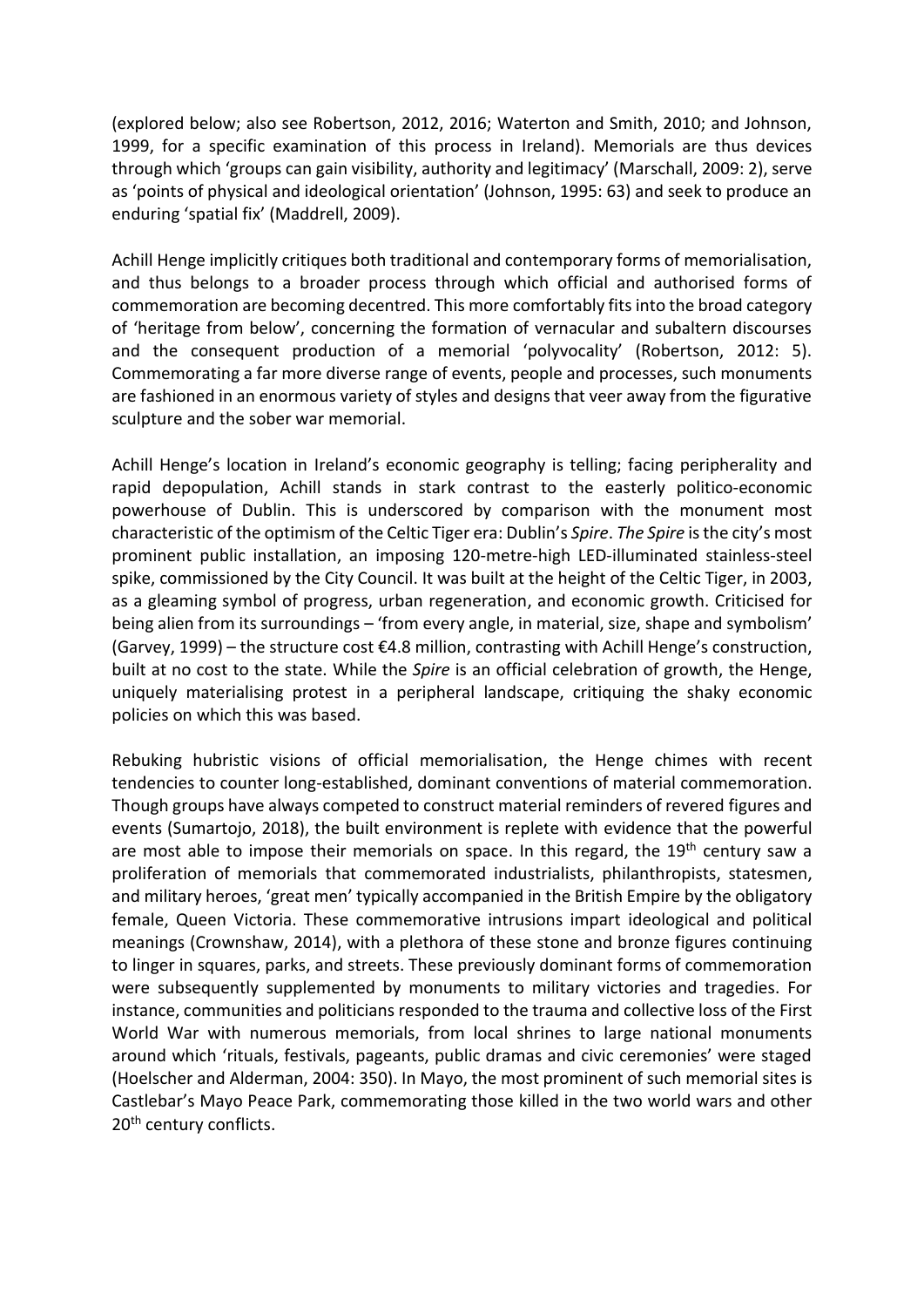(explored below; also see Robertson, 2012, 2016; Waterton and Smith, 2010; and Johnson, 1999, for a specific examination of this process in Ireland). Memorials are thus devices through which 'groups can gain visibility, authority and legitimacy' (Marschall, 2009: 2), serve as 'points of physical and ideological orientation' (Johnson, 1995: 63) and seek to produce an enduring 'spatial fix' (Maddrell, 2009).

Achill Henge implicitly critiques both traditional and contemporary forms of memorialisation, and thus belongs to a broader process through which official and authorised forms of commemoration are becoming decentred. This more comfortably fits into the broad category of 'heritage from below', concerning the formation of vernacular and subaltern discourses and the consequent production of a memorial 'polyvocality' (Robertson, 2012: 5). Commemorating a far more diverse range of events, people and processes, such monuments are fashioned in an enormous variety of styles and designs that veer away from the figurative sculpture and the sober war memorial.

Achill Henge's location in Ireland's economic geography is telling; facing peripherality and rapid depopulation, Achill stands in stark contrast to the easterly politico-economic powerhouse of Dublin. This is underscored by comparison with the monument most characteristic of the optimism of the Celtic Tiger era: Dublin's *Spire*. *The Spire* is the city's most prominent public installation, an imposing 120-metre-high LED-illuminated stainless-steel spike, commissioned by the City Council. It was built at the height of the Celtic Tiger, in 2003, as a gleaming symbol of progress, urban regeneration, and economic growth. Criticised for being alien from its surroundings – 'from every angle, in material, size, shape and symbolism' (Garvey, 1999) – the structure cost €4.8 million, contrasting with Achill Henge's construction, built at no cost to the state. While the *Spire* is an official celebration of growth, the Henge, uniquely materialising protest in a peripheral landscape, critiquing the shaky economic policies on which this was based.

Rebuking hubristic visions of official memorialisation, the Henge chimes with recent tendencies to counter long-established, dominant conventions of material commemoration. Though groups have always competed to construct material reminders of revered figures and events (Sumartojo, 2018), the built environment is replete with evidence that the powerful are most able to impose their memorials on space. In this regard, the 19th century saw a proliferation of memorials that commemorated industrialists, philanthropists, statesmen, and military heroes, 'great men' typically accompanied in the British Empire by the obligatory female, Queen Victoria. These commemorative intrusions impart ideological and political meanings (Crownshaw, 2014), with a plethora of these stone and bronze figures continuing to linger in squares, parks, and streets. These previously dominant forms of commemoration were subsequently supplemented by monuments to military victories and tragedies. For instance, communities and politicians responded to the trauma and collective loss of the First World War with numerous memorials, from local shrines to large national monuments around which 'rituals, festivals, pageants, public dramas and civic ceremonies' were staged (Hoelscher and Alderman, 2004: 350). In Mayo, the most prominent of such memorial sites is Castlebar's Mayo Peace Park, commemorating those killed in the two world wars and other 20th century conflicts.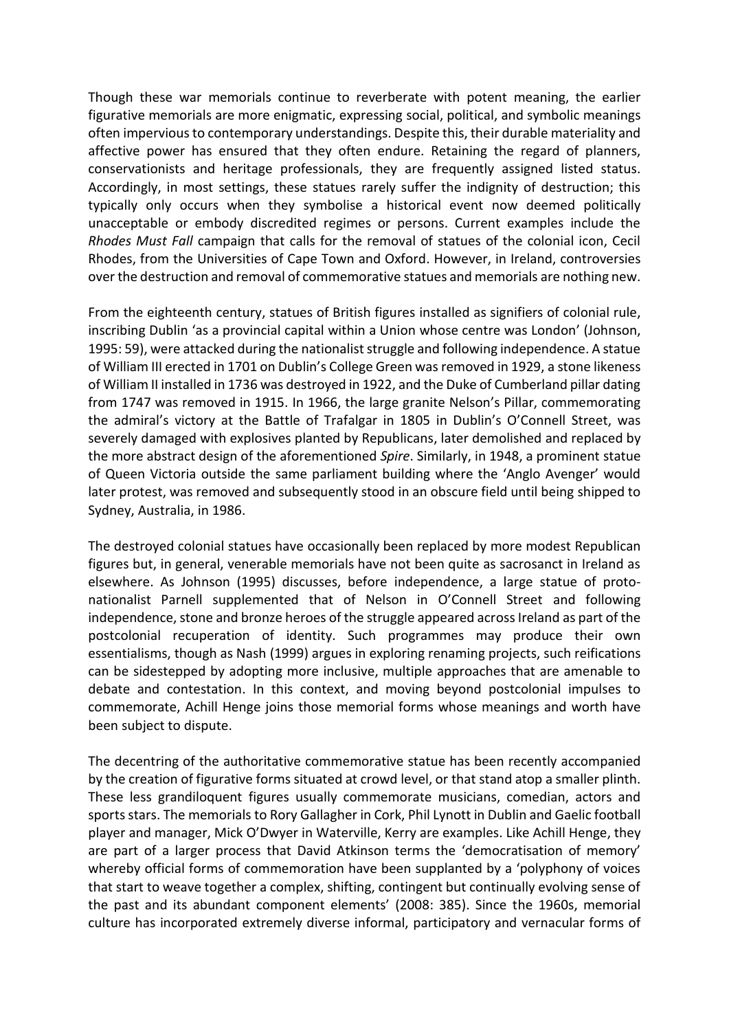Though these war memorials continue to reverberate with potent meaning, the earlier figurative memorials are more enigmatic, expressing social, political, and symbolic meanings often impervious to contemporary understandings. Despite this, their durable materiality and affective power has ensured that they often endure. Retaining the regard of planners, conservationists and heritage professionals, they are frequently assigned listed status. Accordingly, in most settings, these statues rarely suffer the indignity of destruction; this typically only occurs when they symbolise a historical event now deemed politically unacceptable or embody discredited regimes or persons. Current examples include the *Rhodes Must Fall* campaign that calls for the removal of statues of the colonial icon, Cecil Rhodes, from the Universities of Cape Town and Oxford. However, in Ireland, controversies over the destruction and removal of commemorative statues and memorials are nothing new.

From the eighteenth century, statues of British figures installed as signifiers of colonial rule, inscribing Dublin 'as a provincial capital within a Union whose centre was London' (Johnson, 1995: 59), were attacked during the nationalist struggle and following independence. A statue of William III erected in 1701 on Dublin's College Green was removed in 1929, a stone likeness of William II installed in 1736 was destroyed in 1922, and the Duke of Cumberland pillar dating from 1747 was removed in 1915. In 1966, the large granite Nelson's Pillar, commemorating the admiral's victory at the Battle of Trafalgar in 1805 in Dublin's O'Connell Street, was severely damaged with explosives planted by Republicans, later demolished and replaced by the more abstract design of the aforementioned *Spire*. Similarly, in 1948, a prominent statue of Queen Victoria outside the same parliament building where the 'Anglo Avenger' would later protest, was removed and subsequently stood in an obscure field until being shipped to Sydney, Australia, in 1986.

The destroyed colonial statues have occasionally been replaced by more modest Republican figures but, in general, venerable memorials have not been quite as sacrosanct in Ireland as elsewhere. As Johnson (1995) discusses, before independence, a large statue of proto-nationalist Parnell supplemented that of Nelson in O'Connell Street and following independence, stone and bronze heroes of the struggle appeared across Ireland as part of the postcolonial recuperation of identity. Such programmes may produce their own essentialisms, though as Nash (1999) argues in exploring renaming projects, such reifications can be sidestepped by adopting more inclusive, multiple approaches that are amenable to debate and contestation. In this context, and moving beyond postcolonial impulses to commemorate, Achill Henge joins those memorial forms whose meanings and worth have been subject to dispute.

The decentring of the authoritative commemorative statue has been recently accompanied by the creation of figurative forms situated at crowd level, or that stand atop a smaller plinth. These less grandiloquent figures usually commemorate musicians, comedian, actors and sports stars. The memorials to Rory Gallagher in Cork, Phil Lynott in Dublin and Gaelic football player and manager, Mick O'Dwyer in Waterville, Kerry are examples. Like Achill Henge, they are part of a larger process that David Atkinson terms the 'democratisation of memory' whereby official forms of commemoration have been supplanted by a 'polyphony of voices that start to weave together a complex, shifting, contingent but continually evolving sense of the past and its abundant component elements' (2008: 385). Since the 1960s, memorial culture has incorporated extremely diverse informal, participatory and vernacular forms of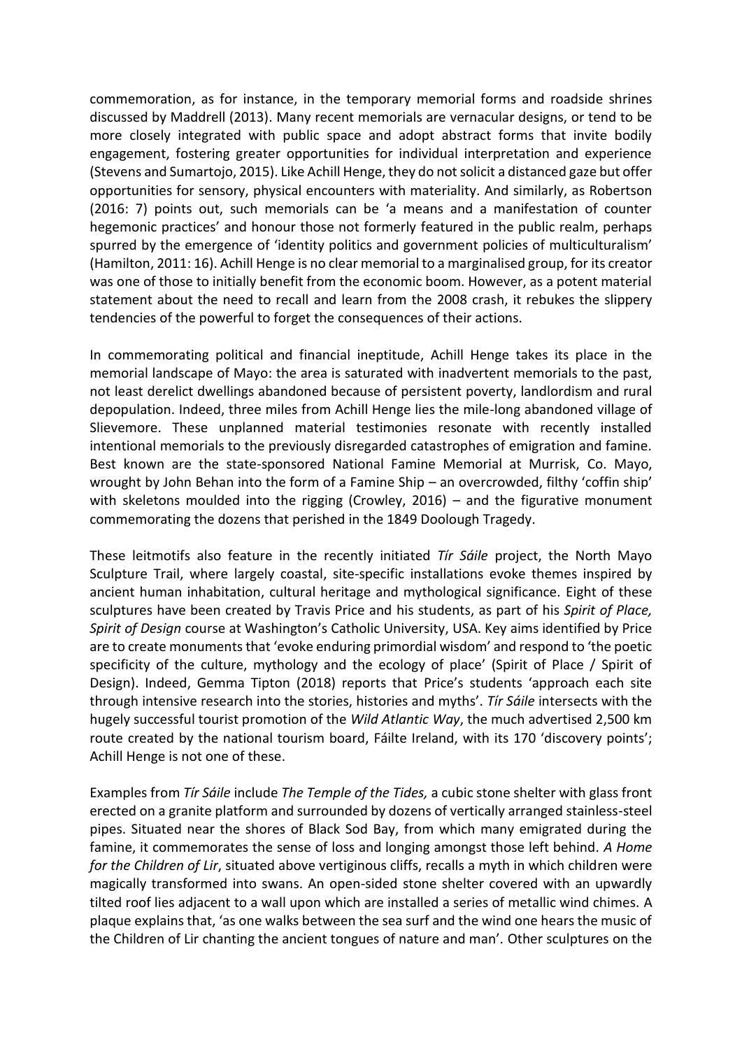commemoration, as for instance, in the temporary memorial forms and roadside shrines discussed by Maddrell (2013). Many recent memorials are vernacular designs, or tend to be more closely integrated with public space and adopt abstract forms that invite bodily engagement, fostering greater opportunities for individual interpretation and experience (Stevens and Sumartojo, 2015). Like Achill Henge, they do not solicit a distanced gaze but offer opportunities for sensory, physical encounters with materiality. And similarly, as Robertson (2016: 7) points out, such memorials can be 'a means and a manifestation of counter hegemonic practices' and honour those not formerly featured in the public realm, perhaps spurred by the emergence of 'identity politics and government policies of multiculturalism' (Hamilton, 2011: 16). Achill Henge is no clear memorial to a marginalised group, for its creator was one of those to initially benefit from the economic boom. However, as a potent material statement about the need to recall and learn from the 2008 crash, it rebukes the slippery tendencies of the powerful to forget the consequences of their actions.

In commemorating political and financial ineptitude, Achill Henge takes its place in the memorial landscape of Mayo: the area is saturated with inadvertent memorials to the past, not least derelict dwellings abandoned because of persistent poverty, landlordism and rural depopulation. Indeed, three miles from Achill Henge lies the mile-long abandoned village of Slievemore. These unplanned material testimonies resonate with recently installed intentional memorials to the previously disregarded catastrophes of emigration and famine. Best known are the state-sponsored National Famine Memorial at Murrisk, Co. Mayo, wrought by John Behan into the form of a Famine Ship – an overcrowded, filthy 'coffin ship' with skeletons moulded into the rigging (Crowley, 2016) – and the figurative monument commemorating the dozens that perished in the 1849 Doolough Tragedy.

These leitmotifs also feature in the recently initiated *Tír Sáile* project, the North Mayo Sculpture Trail, where largely coastal, site-specific installations evoke themes inspired by ancient human inhabitation, cultural heritage and mythological significance. Eight of these sculptures have been created by Travis Price and his students, as part of his *Spirit of Place, Spirit of Design* course at Washington's Catholic University, USA. Key aims identified by Price are to create monuments that 'evoke enduring primordial wisdom' and respond to 'the poetic specificity of the culture, mythology and the ecology of place' (Spirit of Place / Spirit of Design). Indeed, Gemma Tipton (2018) reports that Price's students 'approach each site through intensive research into the stories, histories and myths'. *Tír Sáile* intersects with the hugely successful tourist promotion of the *Wild Atlantic Way*, the much advertised 2,500 km route created by the national tourism board, Fáilte Ireland, with its 170 'discovery points'; Achill Henge is not one of these.

Examples from *Tír Sáile* include *The Temple of the Tides,* a cubic stone shelter with glass front erected on a granite platform and surrounded by dozens of vertically arranged stainless-steel pipes. Situated near the shores of Black Sod Bay, from which many emigrated during the famine, it commemorates the sense of loss and longing amongst those left behind. *A Home for the Children of Lir*, situated above vertiginous cliffs, recalls a myth in which children were magically transformed into swans. An open-sided stone shelter covered with an upwardly tilted roof lies adjacent to a wall upon which are installed a series of metallic wind chimes. A plaque explains that, 'as one walks between the sea surf and the wind one hears the music of the Children of Lir chanting the ancient tongues of nature and man'. Other sculptures on the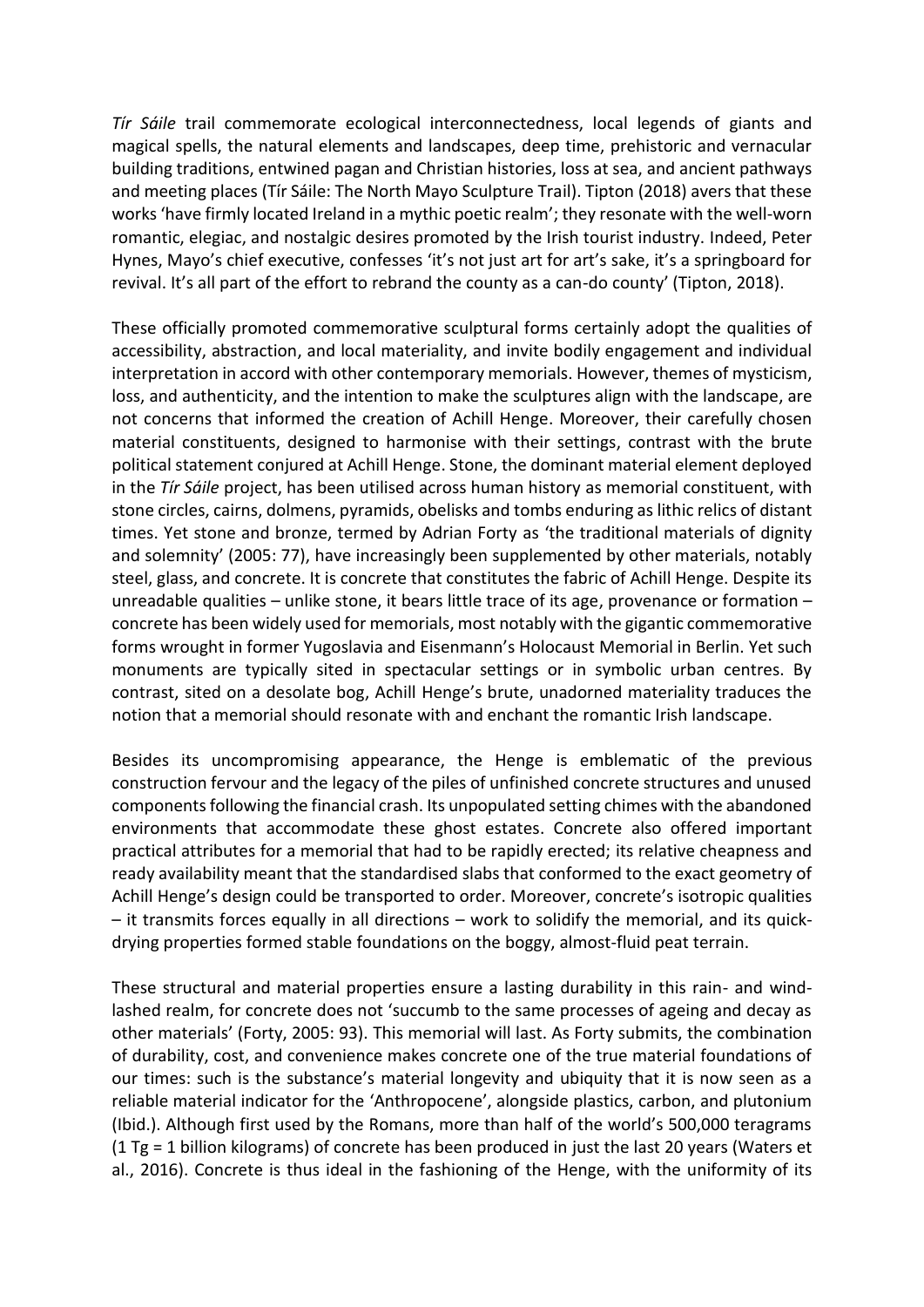*Tír Sáile* trail commemorate ecological interconnectedness, local legends of giants and magical spells, the natural elements and landscapes, deep time, prehistoric and vernacular building traditions, entwined pagan and Christian histories, loss at sea, and ancient pathways and meeting places (Tír Sáile: The North Mayo Sculpture Trail). Tipton (2018) avers that these works 'have firmly located Ireland in a mythic poetic realm'; they resonate with the well-worn romantic, elegiac, and nostalgic desires promoted by the Irish tourist industry. Indeed, Peter Hynes, Mayo's chief executive, confesses 'it's not just art for art's sake, it's a springboard for revival. It's all part of the effort to rebrand the county as a can-do county' (Tipton, 2018).

These officially promoted commemorative sculptural forms certainly adopt the qualities of accessibility, abstraction, and local materiality, and invite bodily engagement and individual interpretation in accord with other contemporary memorials. However, themes of mysticism, loss, and authenticity, and the intention to make the sculptures align with the landscape, are not concerns that informed the creation of Achill Henge. Moreover, their carefully chosen material constituents, designed to harmonise with their settings, contrast with the brute political statement conjured at Achill Henge. Stone, the dominant material element deployed in the *Tír Sáile* project, has been utilised across human history as memorial constituent, with stone circles, cairns, dolmens, pyramids, obelisks and tombs enduring as lithic relics of distant times. Yet stone and bronze, termed by Adrian Forty as 'the traditional materials of dignity and solemnity' (2005: 77), have increasingly been supplemented by other materials, notably steel, glass, and concrete. It is concrete that constitutes the fabric of Achill Henge. Despite its unreadable qualities – unlike stone, it bears little trace of its age, provenance or formation – concrete has been widely used for memorials, most notably with the gigantic commemorative forms wrought in former Yugoslavia and Eisenmann's Holocaust Memorial in Berlin. Yet such monuments are typically sited in spectacular settings or in symbolic urban centres. By contrast, sited on a desolate bog, Achill Henge's brute, unadorned materiality traduces the notion that a memorial should resonate with and enchant the romantic Irish landscape.

Besides its uncompromising appearance, the Henge is emblematic of the previous construction fervour and the legacy of the piles of unfinished concrete structures and unused components following the financial crash. Its unpopulated setting chimes with the abandoned environments that accommodate these ghost estates. Concrete also offered important practical attributes for a memorial that had to be rapidly erected; its relative cheapness and ready availability meant that the standardised slabs that conformed to the exact geometry of Achill Henge's design could be transported to order. Moreover, concrete's isotropic qualities – it transmits forces equally in all directions – work to solidify the memorial, and its quick-drying properties formed stable foundations on the boggy, almost-fluid peat terrain.

These structural and material properties ensure a lasting durability in this rain- and wind-lashed realm, for concrete does not 'succumb to the same processes of ageing and decay as other materials' (Forty, 2005: 93). This memorial will last. As Forty submits, the combination of durability, cost, and convenience makes concrete one of the true material foundations of our times: such is the substance's material longevity and ubiquity that it is now seen as a reliable material indicator for the 'Anthropocene', alongside plastics, carbon, and plutonium (Ibid.). Although first used by the Romans, more than half of the world's 500,000 teragrams (1 Tg = 1 billion kilograms) of concrete has been produced in just the last 20 years (Waters et al., 2016). Concrete is thus ideal in the fashioning of the Henge, with the uniformity of its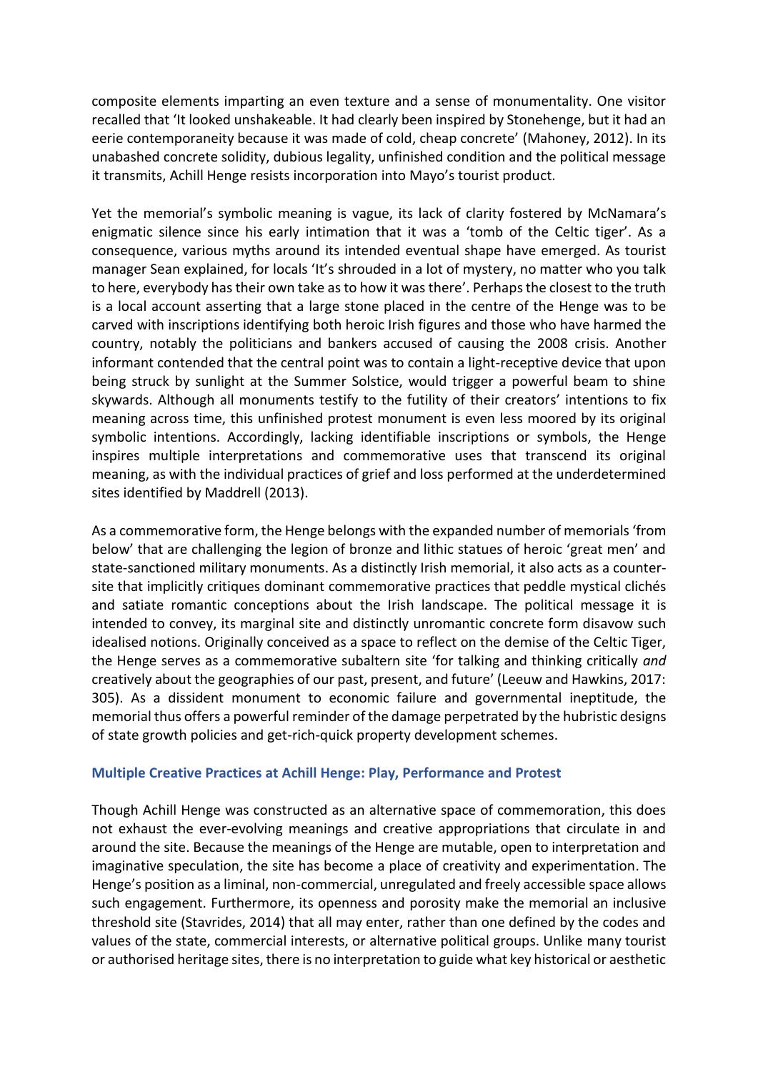composite elements imparting an even texture and a sense of monumentality. One visitor recalled that 'It looked unshakeable. It had clearly been inspired by Stonehenge, but it had an eerie contemporaneity because it was made of cold, cheap concrete' (Mahoney, 2012). In its unabashed concrete solidity, dubious legality, unfinished condition and the political message it transmits, Achill Henge resists incorporation into Mayo's tourist product.

Yet the memorial's symbolic meaning is vague, its lack of clarity fostered by McNamara's enigmatic silence since his early intimation that it was a 'tomb of the Celtic tiger'. As a consequence, various myths around its intended eventual shape have emerged. As tourist manager Sean explained, for locals 'It's shrouded in a lot of mystery, no matter who you talk to here, everybody has their own take as to how it was there'. Perhaps the closest to the truth is a local account asserting that a large stone placed in the centre of the Henge was to be carved with inscriptions identifying both heroic Irish figures and those who have harmed the country, notably the politicians and bankers accused of causing the 2008 crisis. Another informant contended that the central point was to contain a light-receptive device that upon being struck by sunlight at the Summer Solstice, would trigger a powerful beam to shine skywards. Although all monuments testify to the futility of their creators' intentions to fix meaning across time, this unfinished protest monument is even less moored by its original symbolic intentions. Accordingly, lacking identifiable inscriptions or symbols, the Henge inspires multiple interpretations and commemorative uses that transcend its original meaning, as with the individual practices of grief and loss performed at the underdetermined sites identified by Maddrell (2013).

As a commemorative form, the Henge belongs with the expanded number of memorials 'from below' that are challenging the legion of bronze and lithic statues of heroic 'great men' and state-sanctioned military monuments. As a distinctly Irish memorial, it also acts as a counter-site that implicitly critiques dominant commemorative practices that peddle mystical clichés and satiate romantic conceptions about the Irish landscape. The political message it is intended to convey, its marginal site and distinctly unromantic concrete form disavow such idealised notions. Originally conceived as a space to reflect on the demise of the Celtic Tiger, the Henge serves as a commemorative subaltern site 'for talking and thinking critically *and* creatively about the geographies of our past, present, and future' (Leeuw and Hawkins, 2017: 305). As a dissident monument to economic failure and governmental ineptitude, the memorial thus offers a powerful reminder of the damage perpetrated by the hubristic designs of state growth policies and get-rich-quick property development schemes.

### Multiple Creative Practices at Achill Henge: Play, Performance and Protest

Though Achill Henge was constructed as an alternative space of commemoration, this does not exhaust the ever-evolving meanings and creative appropriations that circulate in and around the site. Because the meanings of the Henge are mutable, open to interpretation and imaginative speculation, the site has become a place of creativity and experimentation. The Henge's position as a liminal, non-commercial, unregulated and freely accessible space allows such engagement. Furthermore, its openness and porosity make the memorial an inclusive threshold site (Stavrides, 2014) that all may enter, rather than one defined by the codes and values of the state, commercial interests, or alternative political groups. Unlike many tourist or authorised heritage sites, there is no interpretation to guide what key historical or aesthetic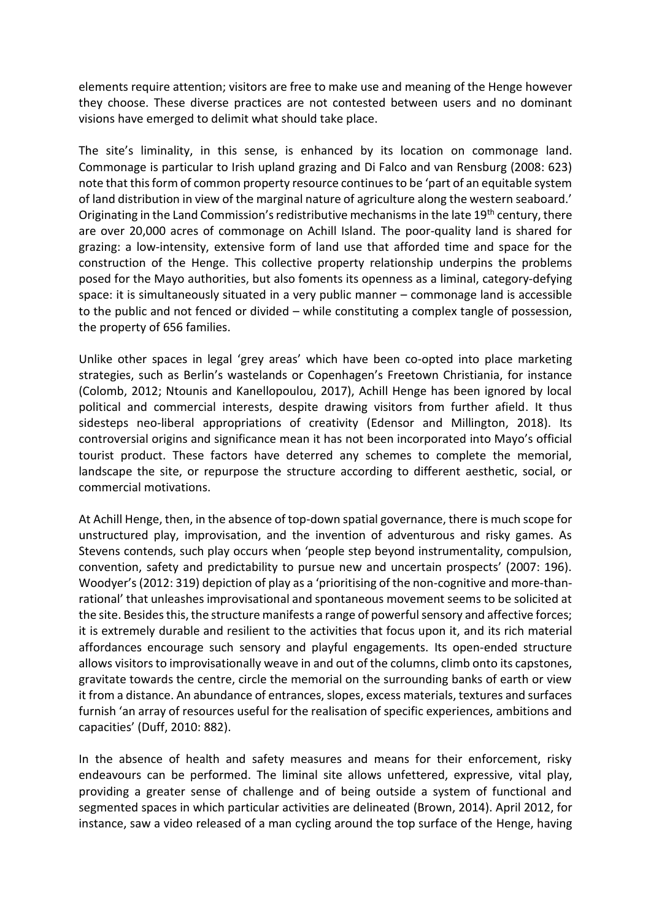elements require attention; visitors are free to make use and meaning of the Henge however they choose. These diverse practices are not contested between users and no dominant visions have emerged to delimit what should take place.

The site's liminality, in this sense, is enhanced by its location on commonage land. Commonage is particular to Irish upland grazing and Di Falco and van Rensburg (2008: 623) note that this form of common property resource continues to be 'part of an equitable system of land distribution in view of the marginal nature of agriculture along the western seaboard.' Originating in the Land Commission's redistributive mechanisms in the late 19th century, there are over 20,000 acres of commonage on Achill Island. The poor-quality land is shared for grazing: a low-intensity, extensive form of land use that afforded time and space for the construction of the Henge. This collective property relationship underpins the problems posed for the Mayo authorities, but also foments its openness as a liminal, category-defying space: it is simultaneously situated in a very public manner – commonage land is accessible to the public and not fenced or divided – while constituting a complex tangle of possession, the property of 656 families.

Unlike other spaces in legal 'grey areas' which have been co-opted into place marketing strategies, such as Berlin's wastelands or Copenhagen's Freetown Christiania, for instance (Colomb, 2012; Ntounis and Kanellopoulou, 2017), Achill Henge has been ignored by local political and commercial interests, despite drawing visitors from further afield. It thus sidesteps neo-liberal appropriations of creativity (Edensor and Millington, 2018). Its controversial origins and significance mean it has not been incorporated into Mayo's official tourist product. These factors have deterred any schemes to complete the memorial, landscape the site, or repurpose the structure according to different aesthetic, social, or commercial motivations.

At Achill Henge, then, in the absence of top-down spatial governance, there is much scope for unstructured play, improvisation, and the invention of adventurous and risky games. As Stevens contends, such play occurs when 'people step beyond instrumentality, compulsion, convention, safety and predictability to pursue new and uncertain prospects' (2007: 196). Woodyer's (2012: 319) depiction of play as a 'prioritising of the non-cognitive and more-than-rational' that unleashes improvisational and spontaneous movement seems to be solicited at the site. Besides this, the structure manifests a range of powerful sensory and affective forces; it is extremely durable and resilient to the activities that focus upon it, and its rich material affordances encourage such sensory and playful engagements. Its open-ended structure allows visitors to improvisationally weave in and out of the columns, climb onto its capstones, gravitate towards the centre, circle the memorial on the surrounding banks of earth or view it from a distance. An abundance of entrances, slopes, excess materials, textures and surfaces furnish 'an array of resources useful for the realisation of specific experiences, ambitions and capacities' (Duff, 2010: 882).

In the absence of health and safety measures and means for their enforcement, risky endeavours can be performed. The liminal site allows unfettered, expressive, vital play, providing a greater sense of challenge and of being outside a system of functional and segmented spaces in which particular activities are delineated (Brown, 2014). April 2012, for instance, saw a video released of a man cycling around the top surface of the Henge, having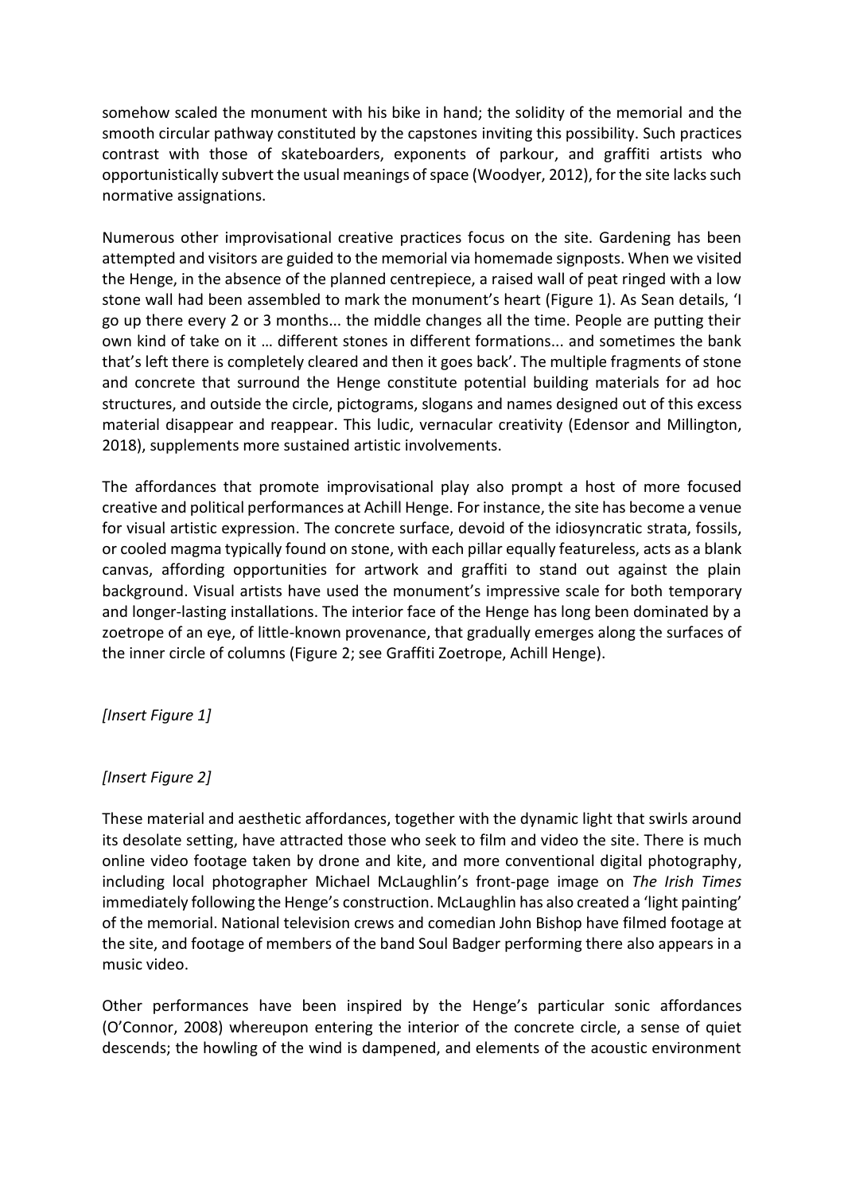somehow scaled the monument with his bike in hand; the solidity of the memorial and the smooth circular pathway constituted by the capstones inviting this possibility. Such practices contrast with those of skateboarders, exponents of parkour, and graffiti artists who opportunistically subvert the usual meanings of space (Woodyer, 2012), for the site lacks such normative assignations.

Numerous other improvisational creative practices focus on the site. Gardening has been attempted and visitors are guided to the memorial via homemade signposts. When we visited the Henge, in the absence of the planned centrepiece, a raised wall of peat ringed with a low stone wall had been assembled to mark the monument's heart (Figure 1). As Sean details, 'I go up there every 2 or 3 months... the middle changes all the time. People are putting their own kind of take on it … different stones in different formations... and sometimes the bank that's left there is completely cleared and then it goes back'. The multiple fragments of stone and concrete that surround the Henge constitute potential building materials for ad hoc structures, and outside the circle, pictograms, slogans and names designed out of this excess material disappear and reappear. This ludic, vernacular creativity (Edensor and Millington, 2018), supplements more sustained artistic involvements.

The affordances that promote improvisational play also prompt a host of more focused creative and political performances at Achill Henge. For instance, the site has become a venue for visual artistic expression. The concrete surface, devoid of the idiosyncratic strata, fossils, or cooled magma typically found on stone, with each pillar equally featureless, acts as a blank canvas, affording opportunities for artwork and graffiti to stand out against the plain background. Visual artists have used the monument's impressive scale for both temporary and longer-lasting installations. The interior face of the Henge has long been dominated by a zoetrope of an eye, of little-known provenance, that gradually emerges along the surfaces of the inner circle of columns (Figure 2; see Graffiti Zoetrope, Achill Henge).

*[Insert Figure 1]*

*[Insert Figure 2]*

These material and aesthetic affordances, together with the dynamic light that swirls around its desolate setting, have attracted those who seek to film and video the site. There is much online video footage taken by drone and kite, and more conventional digital photography, including local photographer Michael McLaughlin's front-page image on *The Irish Times* immediately following the Henge's construction. McLaughlin has also created a 'light painting' of the memorial. National television crews and comedian John Bishop have filmed footage at the site, and footage of members of the band Soul Badger performing there also appears in a music video.

Other performances have been inspired by the Henge's particular sonic affordances (O'Connor, 2008) whereupon entering the interior of the concrete circle, a sense of quiet descends; the howling of the wind is dampened, and elements of the acoustic environment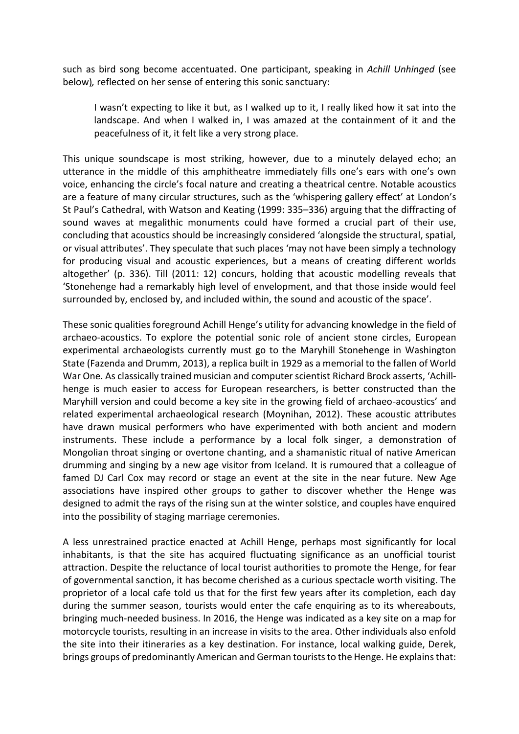such as bird song become accentuated. One participant, speaking in *Achill Unhinged* (see below)*,* reflected on her sense of entering this sonic sanctuary:

> I wasn't expecting to like it but, as I walked up to it, I really liked how it sat into the landscape. And when I walked in, I was amazed at the containment of it and the peacefulness of it, it felt like a very strong place.

This unique soundscape is most striking, however, due to a minutely delayed echo; an utterance in the middle of this amphitheatre immediately fills one's ears with one's own voice, enhancing the circle's focal nature and creating a theatrical centre. Notable acoustics are a feature of many circular structures, such as the 'whispering gallery effect' at London's St Paul's Cathedral, with Watson and Keating (1999: 335–336) arguing that the diffracting of sound waves at megalithic monuments could have formed a crucial part of their use, concluding that acoustics should be increasingly considered 'alongside the structural, spatial, or visual attributes'. They speculate that such places 'may not have been simply a technology for producing visual and acoustic experiences, but a means of creating different worlds altogether' (p. 336). Till (2011: 12) concurs, holding that acoustic modelling reveals that 'Stonehenge had a remarkably high level of envelopment, and that those inside would feel surrounded by, enclosed by, and included within, the sound and acoustic of the space'.

These sonic qualities foreground Achill Henge's utility for advancing knowledge in the field of archaeo-acoustics. To explore the potential sonic role of ancient stone circles, European experimental archaeologists currently must go to the Maryhill Stonehenge in Washington State (Fazenda and Drumm, 2013), a replica built in 1929 as a memorial to the fallen of World War One. As classically trained musician and computer scientist Richard Brock asserts, 'Achill-henge is much easier to access for European researchers, is better constructed than the Maryhill version and could become a key site in the growing field of archaeo-acoustics' and related experimental archaeological research (Moynihan, 2012). These acoustic attributes have drawn musical performers who have experimented with both ancient and modern instruments. These include a performance by a local folk singer, a demonstration of Mongolian throat singing or overtone chanting, and a shamanistic ritual of native American drumming and singing by a new age visitor from Iceland. It is rumoured that a colleague of famed DJ Carl Cox may record or stage an event at the site in the near future. New Age associations have inspired other groups to gather to discover whether the Henge was designed to admit the rays of the rising sun at the winter solstice, and couples have enquired into the possibility of staging marriage ceremonies.

A less unrestrained practice enacted at Achill Henge, perhaps most significantly for local inhabitants, is that the site has acquired fluctuating significance as an unofficial tourist attraction. Despite the reluctance of local tourist authorities to promote the Henge, for fear of governmental sanction, it has become cherished as a curious spectacle worth visiting. The proprietor of a local cafe told us that for the first few years after its completion, each day during the summer season, tourists would enter the cafe enquiring as to its whereabouts, bringing much-needed business. In 2016, the Henge was indicated as a key site on a map for motorcycle tourists, resulting in an increase in visits to the area. Other individuals also enfold the site into their itineraries as a key destination. For instance, local walking guide, Derek, brings groups of predominantly American and German tourists to the Henge. He explains that: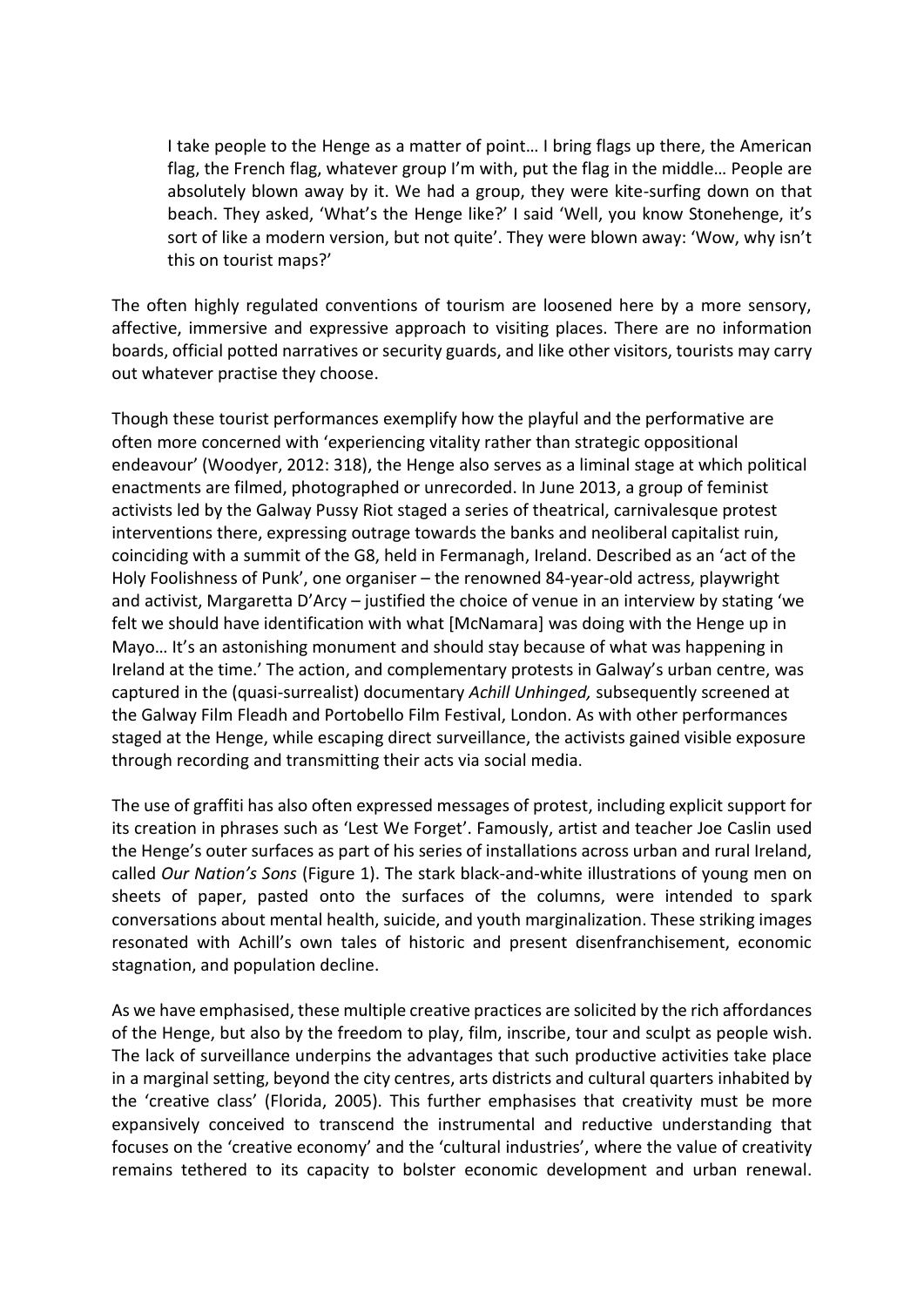> I take people to the Henge as a matter of point… I bring flags up there, the American flag, the French flag, whatever group I'm with, put the flag in the middle… People are absolutely blown away by it. We had a group, they were kite-surfing down on that beach. They asked, 'What's the Henge like?' I said 'Well, you know Stonehenge, it's sort of like a modern version, but not quite'. They were blown away: 'Wow, why isn't this on tourist maps?'

The often highly regulated conventions of tourism are loosened here by a more sensory, affective, immersive and expressive approach to visiting places. There are no information boards, official potted narratives or security guards, and like other visitors, tourists may carry out whatever practise they choose.

Though these tourist performances exemplify how the playful and the performative are often more concerned with 'experiencing vitality rather than strategic oppositional endeavour' (Woodyer, 2012: 318), the Henge also serves as a liminal stage at which political enactments are filmed, photographed or unrecorded. In June 2013, a group of feminist activists led by the Galway Pussy Riot staged a series of theatrical, carnivalesque protest interventions there, expressing outrage towards the banks and neoliberal capitalist ruin, coinciding with a summit of the G8, held in Fermanagh, Ireland. Described as an 'act of the Holy Foolishness of Punk', one organiser – the renowned 84-year-old actress, playwright and activist, Margaretta D'Arcy – justified the choice of venue in an interview by stating 'we felt we should have identification with what [McNamara] was doing with the Henge up in Mayo… It's an astonishing monument and should stay because of what was happening in Ireland at the time.' The action, and complementary protests in Galway's urban centre, was captured in the (quasi-surrealist) documentary *Achill Unhinged,* subsequently screened at the Galway Film Fleadh and Portobello Film Festival, London. As with other performances staged at the Henge, while escaping direct surveillance, the activists gained visible exposure through recording and transmitting their acts via social media.

The use of graffiti has also often expressed messages of protest, including explicit support for its creation in phrases such as 'Lest We Forget'. Famously, artist and teacher Joe Caslin used the Henge's outer surfaces as part of his series of installations across urban and rural Ireland, called *Our Nation's Sons* (Figure 1). The stark black-and-white illustrations of young men on sheets of paper, pasted onto the surfaces of the columns, were intended to spark conversations about mental health, suicide, and youth marginalization. These striking images resonated with Achill's own tales of historic and present disenfranchisement, economic stagnation, and population decline.

As we have emphasised, these multiple creative practices are solicited by the rich affordances of the Henge, but also by the freedom to play, film, inscribe, tour and sculpt as people wish. The lack of surveillance underpins the advantages that such productive activities take place in a marginal setting, beyond the city centres, arts districts and cultural quarters inhabited by the 'creative class' (Florida, 2005). This further emphasises that creativity must be more expansively conceived to transcend the instrumental and reductive understanding that focuses on the 'creative economy' and the 'cultural industries', where the value of creativity remains tethered to its capacity to bolster economic development and urban renewal.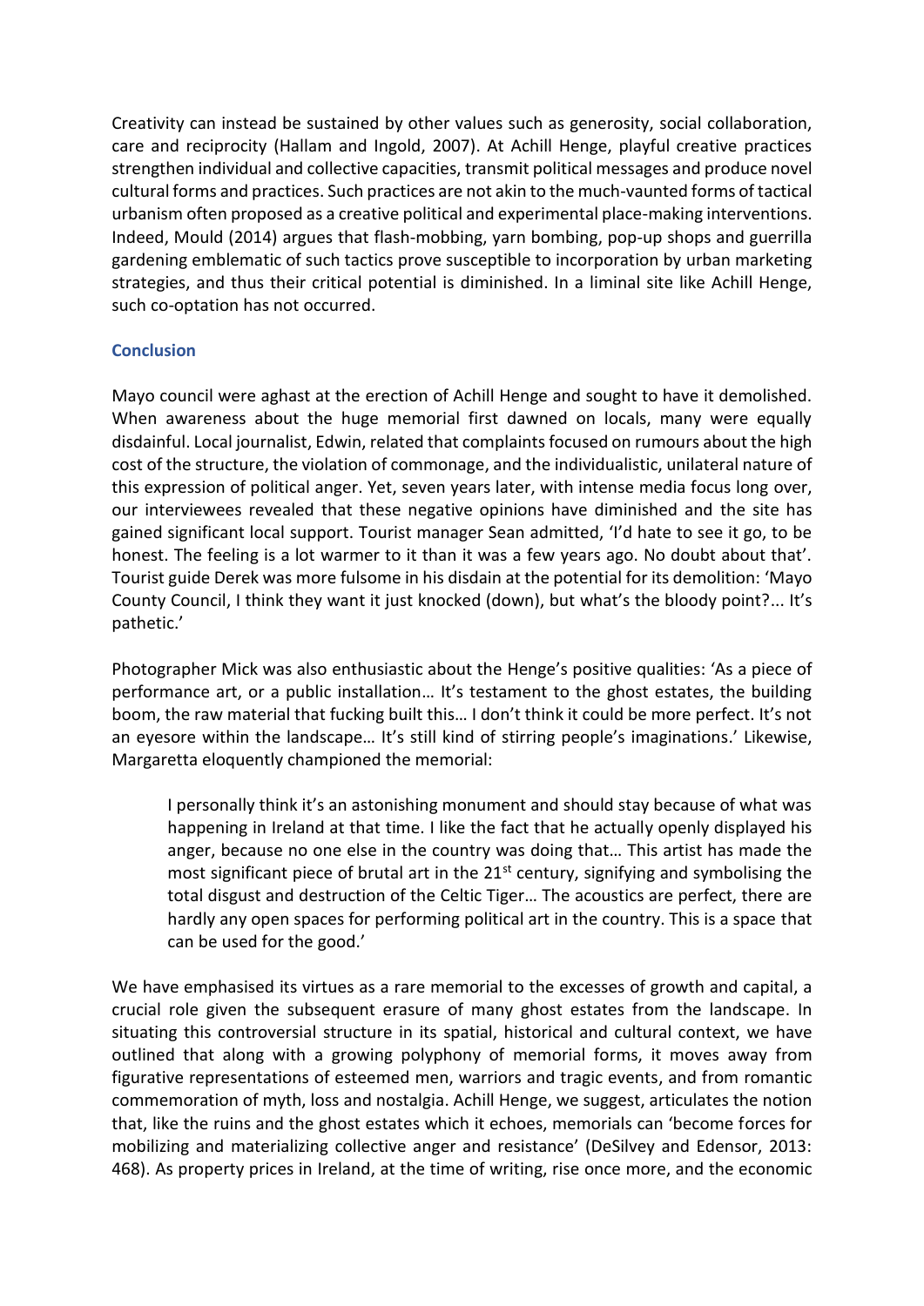Creativity can instead be sustained by other values such as generosity, social collaboration, care and reciprocity (Hallam and Ingold, 2007). At Achill Henge, playful creative practices strengthen individual and collective capacities, transmit political messages and produce novel cultural forms and practices. Such practices are not akin to the much-vaunted forms of tactical urbanism often proposed as a creative political and experimental place-making interventions. Indeed, Mould (2014) argues that flash-mobbing, yarn bombing, pop-up shops and guerrilla gardening emblematic of such tactics prove susceptible to incorporation by urban marketing strategies, and thus their critical potential is diminished. In a liminal site like Achill Henge, such co-optation has not occurred.

## Conclusion

Mayo council were aghast at the erection of Achill Henge and sought to have it demolished. When awareness about the huge memorial first dawned on locals, many were equally disdainful. Local journalist, Edwin, related that complaints focused on rumours about the high cost of the structure, the violation of commonage, and the individualistic, unilateral nature of this expression of political anger. Yet, seven years later, with intense media focus long over, our interviewees revealed that these negative opinions have diminished and the site has gained significant local support. Tourist manager Sean admitted, 'I'd hate to see it go, to be honest. The feeling is a lot warmer to it than it was a few years ago. No doubt about that'. Tourist guide Derek was more fulsome in his disdain at the potential for its demolition: 'Mayo County Council, I think they want it just knocked (down), but what's the bloody point?... It's pathetic.'

Photographer Mick was also enthusiastic about the Henge's positive qualities: 'As a piece of performance art, or a public installation… It's testament to the ghost estates, the building boom, the raw material that fucking built this… I don't think it could be more perfect. It's not an eyesore within the landscape… It's still kind of stirring people's imaginations.' Likewise, Margaretta eloquently championed the memorial:

> I personally think it's an astonishing monument and should stay because of what was happening in Ireland at that time. I like the fact that he actually openly displayed his anger, because no one else in the country was doing that… This artist has made the most significant piece of brutal art in the 21st century, signifying and symbolising the total disgust and destruction of the Celtic Tiger… The acoustics are perfect, there are hardly any open spaces for performing political art in the country. This is a space that can be used for the good.'

We have emphasised its virtues as a rare memorial to the excesses of growth and capital, a crucial role given the subsequent erasure of many ghost estates from the landscape. In situating this controversial structure in its spatial, historical and cultural context, we have outlined that along with a growing polyphony of memorial forms, it moves away from figurative representations of esteemed men, warriors and tragic events, and from romantic commemoration of myth, loss and nostalgia. Achill Henge, we suggest, articulates the notion that, like the ruins and the ghost estates which it echoes, memorials can 'become forces for mobilizing and materializing collective anger and resistance' (DeSilvey and Edensor, 2013: 468). As property prices in Ireland, at the time of writing, rise once more, and the economic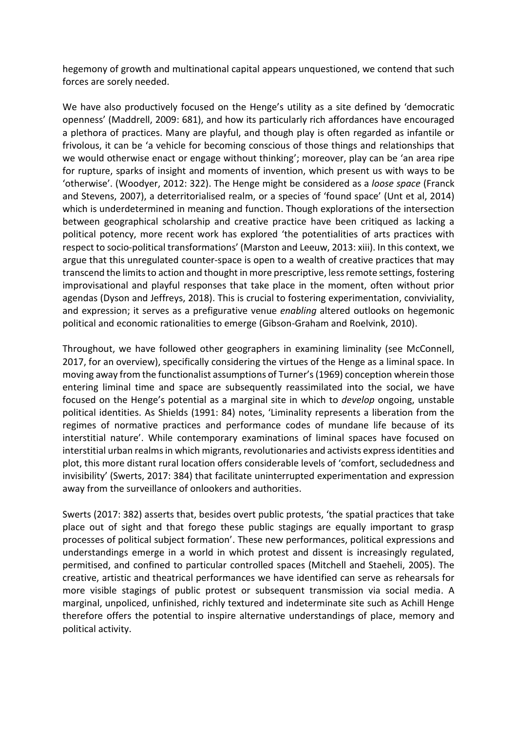hegemony of growth and multinational capital appears unquestioned, we contend that such forces are sorely needed.

We have also productively focused on the Henge's utility as a site defined by 'democratic openness' (Maddrell, 2009: 681), and how its particularly rich affordances have encouraged a plethora of practices. Many are playful, and though play is often regarded as infantile or frivolous, it can be 'a vehicle for becoming conscious of those things and relationships that we would otherwise enact or engage without thinking'; moreover, play can be 'an area ripe for rupture, sparks of insight and moments of invention, which present us with ways to be 'otherwise'. (Woodyer, 2012: 322). The Henge might be considered as a *loose space* (Franck and Stevens, 2007), a deterritorialised realm, or a species of 'found space' (Unt et al, 2014) which is underdetermined in meaning and function. Though explorations of the intersection between geographical scholarship and creative practice have been critiqued as lacking a political potency, more recent work has explored 'the potentialities of arts practices with respect to socio-political transformations' (Marston and Leeuw, 2013: xiii). In this context, we argue that this unregulated counter-space is open to a wealth of creative practices that may transcend the limits to action and thought in more prescriptive, less remote settings, fostering improvisational and playful responses that take place in the moment, often without prior agendas (Dyson and Jeffreys, 2018). This is crucial to fostering experimentation, conviviality, and expression; it serves as a prefigurative venue *enabling* altered outlooks on hegemonic political and economic rationalities to emerge (Gibson-Graham and Roelvink, 2010).

Throughout, we have followed other geographers in examining liminality (see McConnell, 2017, for an overview), specifically considering the virtues of the Henge as a liminal space. In moving away from the functionalist assumptions of Turner's (1969) conception wherein those entering liminal time and space are subsequently reassimilated into the social, we have focused on the Henge's potential as a marginal site in which to *develop* ongoing, unstable political identities. As Shields (1991: 84) notes, 'Liminality represents a liberation from the regimes of normative practices and performance codes of mundane life because of its interstitial nature'. While contemporary examinations of liminal spaces have focused on interstitial urban realms in which migrants, revolutionaries and activists express identities and plot, this more distant rural location offers considerable levels of 'comfort, secludedness and invisibility' (Swerts, 2017: 384) that facilitate uninterrupted experimentation and expression away from the surveillance of onlookers and authorities.

Swerts (2017: 382) asserts that, besides overt public protests, 'the spatial practices that take place out of sight and that forego these public stagings are equally important to grasp processes of political subject formation'. These new performances, political expressions and understandings emerge in a world in which protest and dissent is increasingly regulated, permitised, and confined to particular controlled spaces (Mitchell and Staeheli, 2005). The creative, artistic and theatrical performances we have identified can serve as rehearsals for more visible stagings of public protest or subsequent transmission via social media. A marginal, unpoliced, unfinished, richly textured and indeterminate site such as Achill Henge therefore offers the potential to inspire alternative understandings of place, memory and political activity.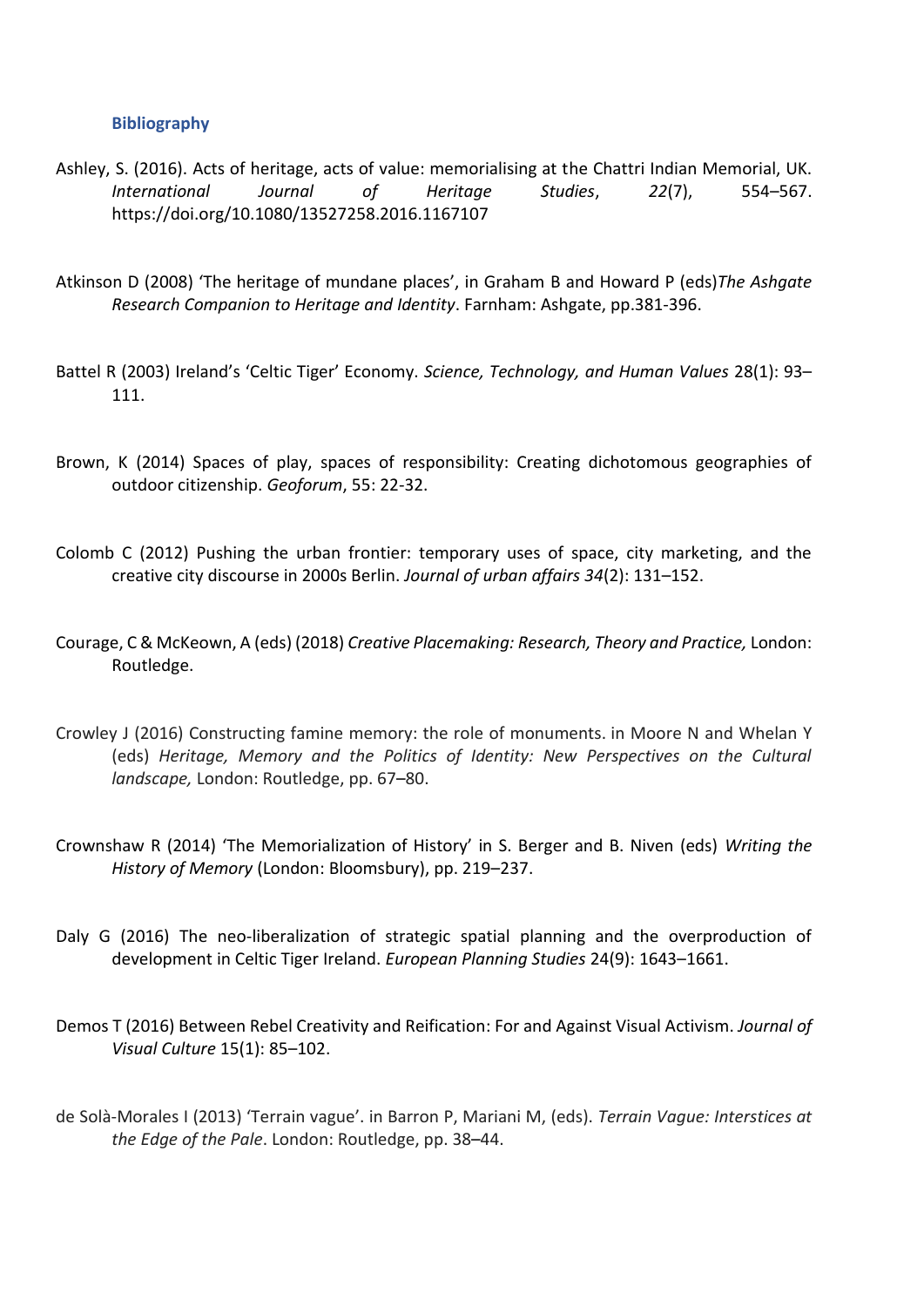### Bibliography

Ashley, S. (2016). Acts of heritage, acts of value: memorialising at the Chattri Indian Memorial, UK. *International Journal of Heritage Studies*, *22*(7), 554–567. https://doi.org/10.1080/13527258.2016.1167107

Atkinson D (2008) 'The heritage of mundane places', in Graham B and Howard P (eds)*The Ashgate Research Companion to Heritage and Identity*. Farnham: Ashgate, pp.381-396.

Battel R (2003) Ireland's 'Celtic Tiger' Economy. *Science, Technology, and Human Values* 28(1): 93–111.

Brown, K (2014) Spaces of play, spaces of responsibility: Creating dichotomous geographies of outdoor citizenship. *Geoforum*, 55: 22-32.

Colomb C (2012) Pushing the urban frontier: temporary uses of space, city marketing, and the creative city discourse in 2000s Berlin. *Journal of urban affairs 34*(2): 131–152.

Courage, C & McKeown, A (eds) (2018) *Creative Placemaking: Research, Theory and Practice,* London: Routledge.

Crowley J (2016) Constructing famine memory: the role of monuments. in Moore N and Whelan Y (eds) *Heritage, Memory and the Politics of Identity: New Perspectives on the Cultural landscape,* London: Routledge, pp. 67–80.

Crownshaw R (2014) 'The Memorialization of History' in S. Berger and B. Niven (eds) *Writing the History of Memory* (London: Bloomsbury), pp. 219–237.

Daly G (2016) The neo-liberalization of strategic spatial planning and the overproduction of development in Celtic Tiger Ireland. *European Planning Studies* 24(9): 1643–1661.

Demos T (2016) Between Rebel Creativity and Reification: For and Against Visual Activism. *Journal of Visual Culture* 15(1): 85–102.

de Solà-Morales I (2013) 'Terrain vague'. in Barron P, Mariani M, (eds). *Terrain Vague: Interstices at the Edge of the Pale*. London: Routledge, pp. 38–44.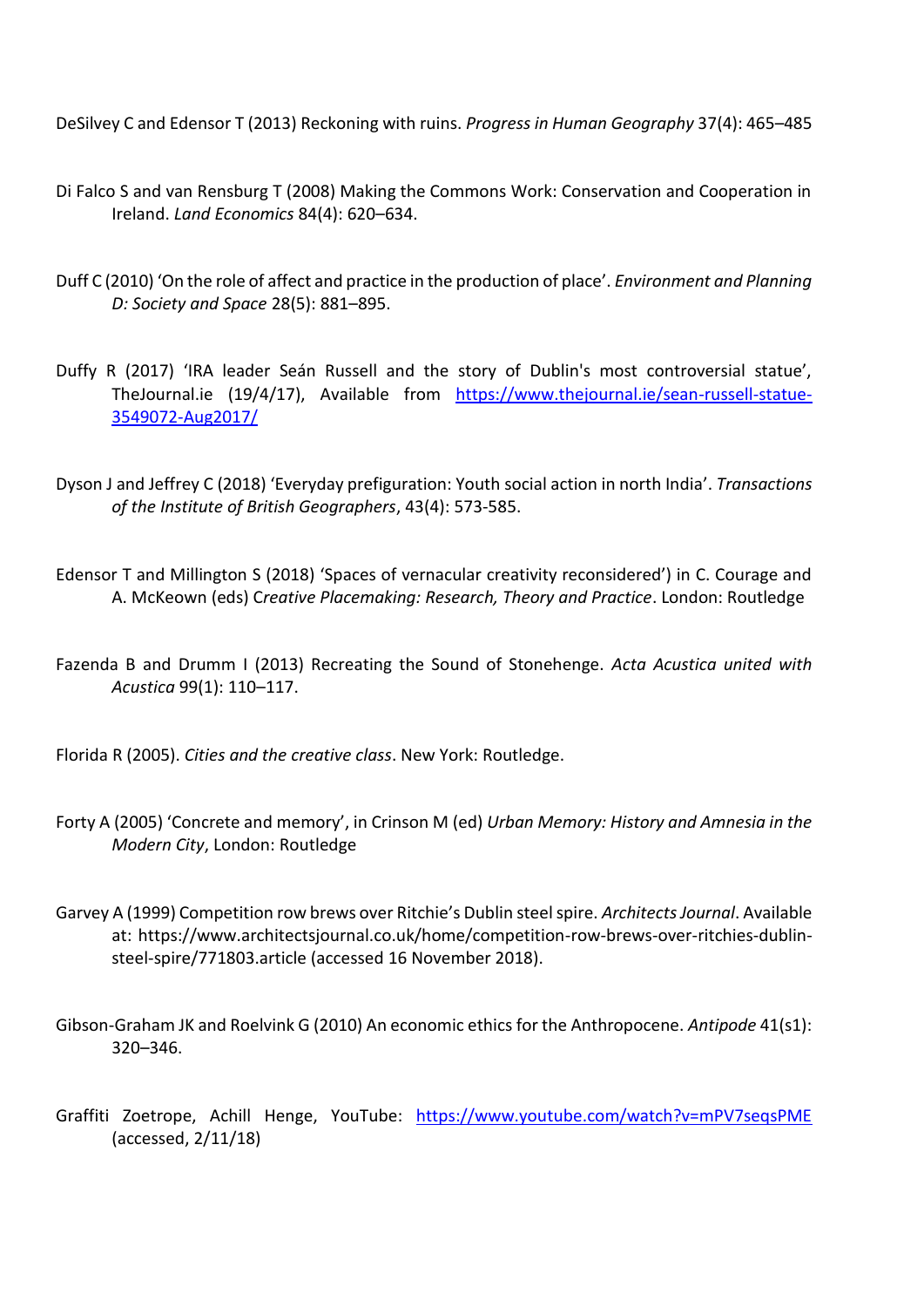DeSilvey C and Edensor T (2013) Reckoning with ruins. *Progress in Human Geography* 37(4): 465–485

Di Falco S and van Rensburg T (2008) Making the Commons Work: Conservation and Cooperation in Ireland. *Land Economics* 84(4): 620–634.

Duff C (2010) 'On the role of affect and practice in the production of place'. *Environment and Planning D: Society and Space* 28(5): 881–895.

Duffy R (2017) 'IRA leader Seán Russell and the story of Dublin's most controversial statue', TheJournal.ie (19/4/17), Available from https://www.thejournal.ie/sean-russell-statue-3549072-Aug2017/

Dyson J and Jeffrey C (2018) 'Everyday prefiguration: Youth social action in north India'. *Transactions of the Institute of British Geographers*, 43(4): 573-585.

Edensor T and Millington S (2018) 'Spaces of vernacular creativity reconsidered') in C. Courage and A. McKeown (eds) C*reative Placemaking: Research, Theory and Practice*. London: Routledge

Fazenda B and Drumm I (2013) Recreating the Sound of Stonehenge. *Acta Acustica united with Acustica* 99(1): 110–117.

Florida R (2005). *Cities and the creative class*. New York: Routledge.

Forty A (2005) 'Concrete and memory', in Crinson M (ed) *Urban Memory: History and Amnesia in the Modern City*, London: Routledge

Garvey A (1999) Competition row brews over Ritchie's Dublin steel spire. *Architects Journal*. Available at: https://www.architectsjournal.co.uk/home/competition-row-brews-over-ritchies-dublin-steel-spire/771803.article (accessed 16 November 2018).

Gibson-Graham JK and Roelvink G (2010) An economic ethics for the Anthropocene. *Antipode* 41(s1): 320–346.

Graffiti Zoetrope, Achill Henge, YouTube: https://www.youtube.com/watch?v=mPV7seqsPME (accessed, 2/11/18)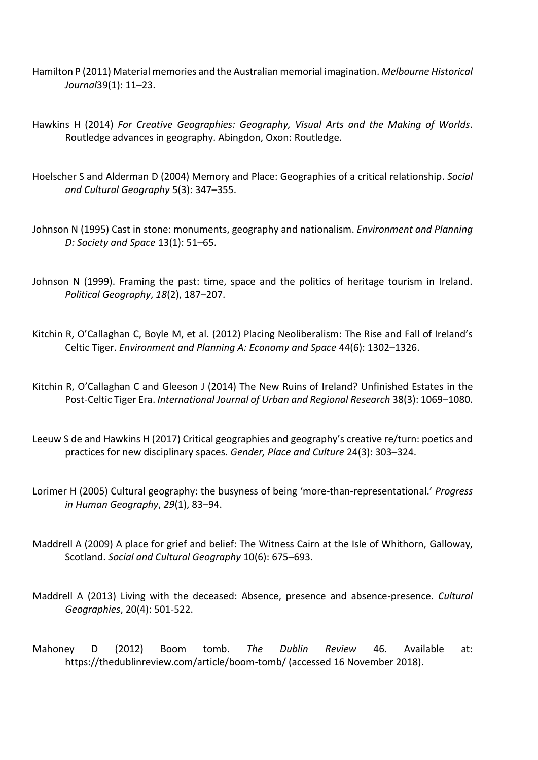Hamilton P (2011) Material memories and the Australian memorial imagination. *Melbourne Historical Journal*39(1): 11–23.

Hawkins H (2014) *For Creative Geographies: Geography, Visual Arts and the Making of Worlds*. Routledge advances in geography. Abingdon, Oxon: Routledge.

Hoelscher S and Alderman D (2004) Memory and Place: Geographies of a critical relationship. *Social and Cultural Geography* 5(3): 347–355.

Johnson N (1995) Cast in stone: monuments, geography and nationalism. *Environment and Planning D: Society and Space* 13(1): 51–65.

Johnson N (1999). Framing the past: time, space and the politics of heritage tourism in Ireland. *Political Geography*, *18*(2), 187–207.

Kitchin R, O'Callaghan C, Boyle M, et al. (2012) Placing Neoliberalism: The Rise and Fall of Ireland's Celtic Tiger. *Environment and Planning A: Economy and Space* 44(6): 1302–1326.

Kitchin R, O'Callaghan C and Gleeson J (2014) The New Ruins of Ireland? Unfinished Estates in the Post-Celtic Tiger Era. *International Journal of Urban and Regional Research* 38(3): 1069–1080.

Leeuw S de and Hawkins H (2017) Critical geographies and geography's creative re/turn: poetics and practices for new disciplinary spaces. *Gender, Place and Culture* 24(3): 303–324.

Lorimer H (2005) Cultural geography: the busyness of being 'more-than-representational.' *Progress in Human Geography*, *29*(1), 83–94.

Maddrell A (2009) A place for grief and belief: The Witness Cairn at the Isle of Whithorn, Galloway, Scotland. *Social and Cultural Geography* 10(6): 675–693.

Maddrell A (2013) Living with the deceased: Absence, presence and absence-presence. *Cultural Geographies*, 20(4): 501-522.

Mahoney D (2012) Boom tomb. *The Dublin Review* 46. Available at: https://thedublinreview.com/article/boom-tomb/ (accessed 16 November 2018).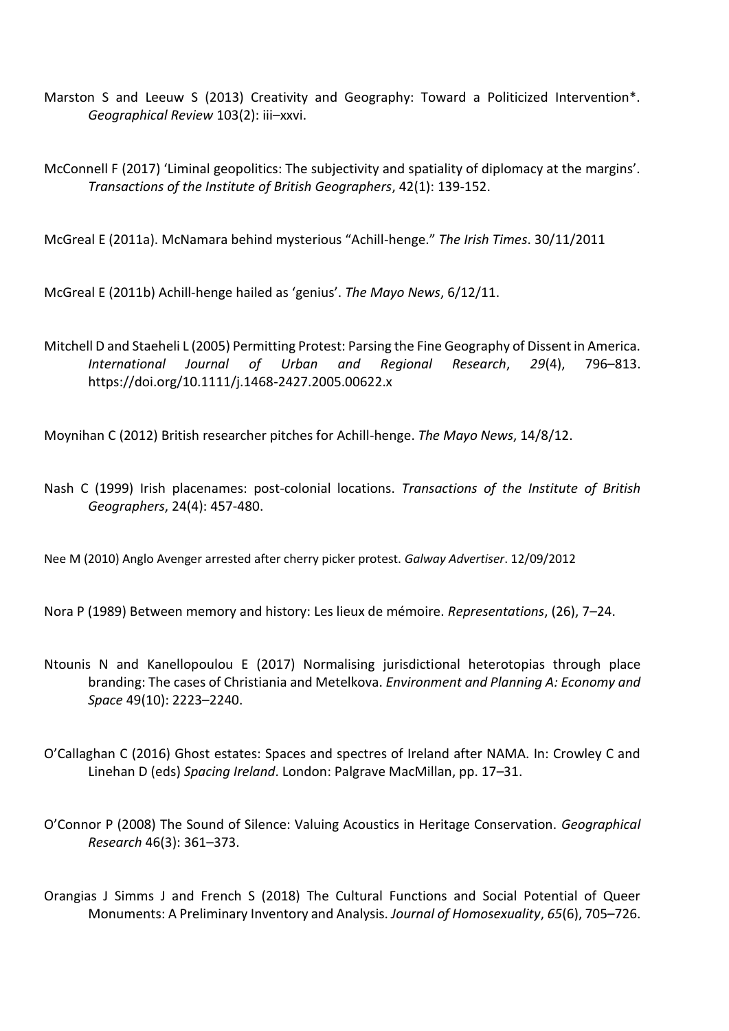Marston S and Leeuw S (2013) Creativity and Geography: Toward a Politicized Intervention*. *Geographical Review* 103(2): iii–xxvi.

McConnell F (2017) 'Liminal geopolitics: The subjectivity and spatiality of diplomacy at the margins'. *Transactions of the Institute of British Geographers*, 42(1): 139-152.

McGreal E (2011a). McNamara behind mysterious "Achill-henge." *The Irish Times*. 30/11/2011

McGreal E (2011b) Achill-henge hailed as 'genius'. *The Mayo News*, 6/12/11.

Mitchell D and Staeheli L (2005) Permitting Protest: Parsing the Fine Geography of Dissent in America. *International Journal of Urban and Regional Research*, *29*(4), 796–813. https://doi.org/10.1111/j.1468-2427.2005.00622.x

Moynihan C (2012) British researcher pitches for Achill-henge. *The Mayo News*, 14/8/12.

Nash C (1999) Irish placenames: post-colonial locations. *Transactions of the Institute of British Geographers*, 24(4): 457-480.

Nee M (2010) Anglo Avenger arrested after cherry picker protest. *Galway Advertiser*. 12/09/2012

Nora P (1989) Between memory and history: Les lieux de mémoire. *Representations*, (26), 7–24.

Ntounis N and Kanellopoulou E (2017) Normalising jurisdictional heterotopias through place branding: The cases of Christiania and Metelkova. *Environment and Planning A: Economy and Space* 49(10): 2223–2240.

O'Callaghan C (2016) Ghost estates: Spaces and spectres of Ireland after NAMA. In: Crowley C and Linehan D (eds) *Spacing Ireland*. London: Palgrave MacMillan, pp. 17–31.

O'Connor P (2008) The Sound of Silence: Valuing Acoustics in Heritage Conservation. *Geographical Research* 46(3): 361–373.

Orangias J Simms J and French S (2018) The Cultural Functions and Social Potential of Queer Monuments: A Preliminary Inventory and Analysis. *Journal of Homosexuality*, *65*(6), 705–726.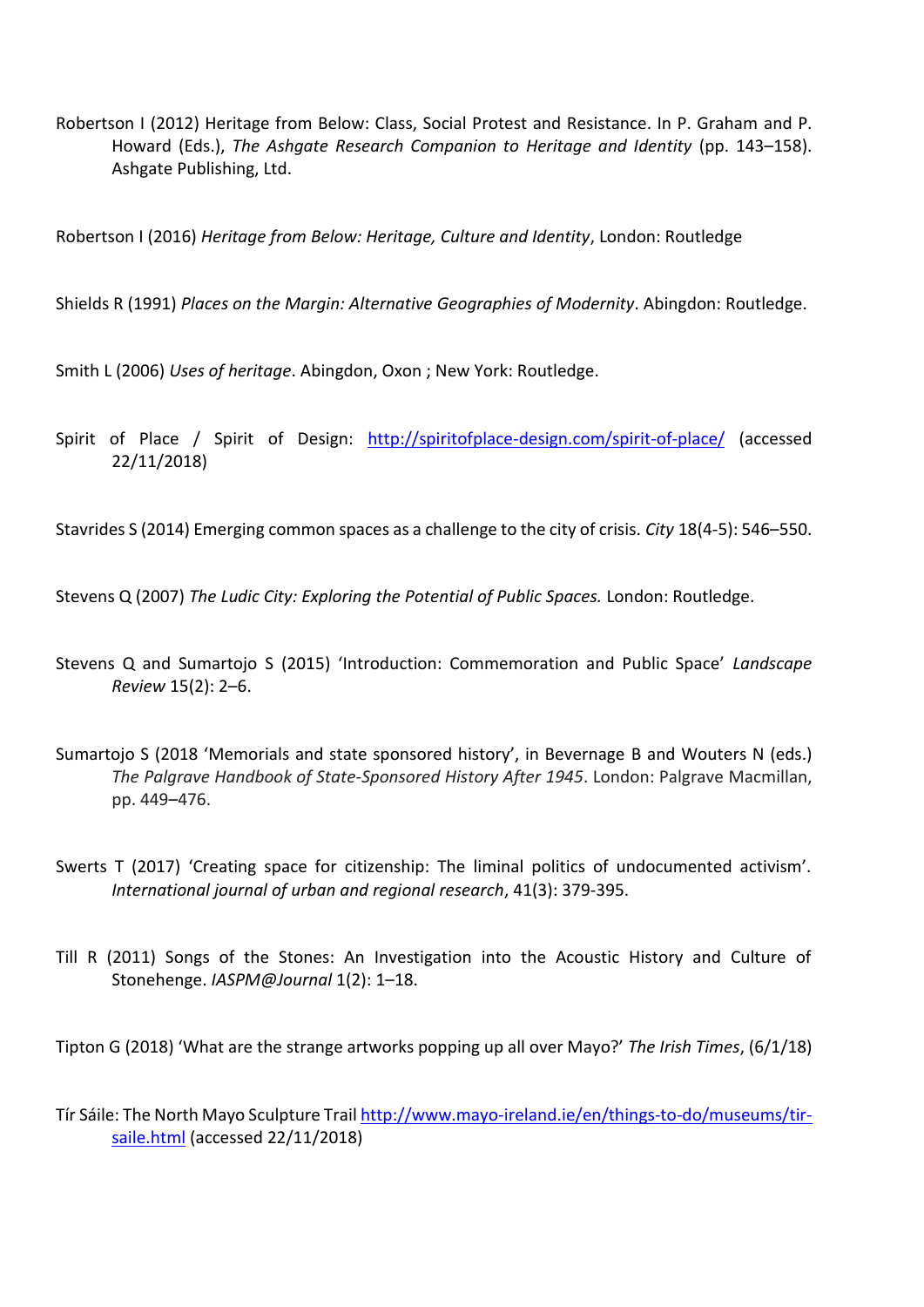Robertson I (2012) Heritage from Below: Class, Social Protest and Resistance. In P. Graham and P. Howard (Eds.), *The Ashgate Research Companion to Heritage and Identity* (pp. 143–158). Ashgate Publishing, Ltd.

Robertson I (2016) *Heritage from Below: Heritage, Culture and Identity*, London: Routledge

Shields R (1991) *Places on the Margin: Alternative Geographies of Modernity*. Abingdon: Routledge.

Smith L (2006) *Uses of heritage*. Abingdon, Oxon ; New York: Routledge.

Spirit of Place / Spirit of Design: http://spiritofplace-design.com/spirit-of-place/ (accessed 22/11/2018)

Stavrides S (2014) Emerging common spaces as a challenge to the city of crisis. *City* 18(4-5): 546–550.

Stevens Q (2007) *The Ludic City: Exploring the Potential of Public Spaces.* London: Routledge.

Stevens Q and Sumartojo S (2015) 'Introduction: Commemoration and Public Space' *Landscape Review* 15(2): 2–6.

Sumartojo S (2018 'Memorials and state sponsored history', in Bevernage B and Wouters N (eds.) *The Palgrave Handbook of State-Sponsored History After 1945*. London: Palgrave Macmillan, pp. 449–476.

Swerts T (2017) 'Creating space for citizenship: The liminal politics of undocumented activism'. *International journal of urban and regional research*, 41(3): 379-395.

Till R (2011) Songs of the Stones: An Investigation into the Acoustic History and Culture of Stonehenge. *IASPM@Journal* 1(2): 1–18.

Tipton G (2018) 'What are the strange artworks popping up all over Mayo?' *The Irish Times*, (6/1/18)

Tír Sáile: The North Mayo Sculpture Trail http://www.mayo-ireland.ie/en/things-to-do/museums/tir-saile.html (accessed 22/11/2018)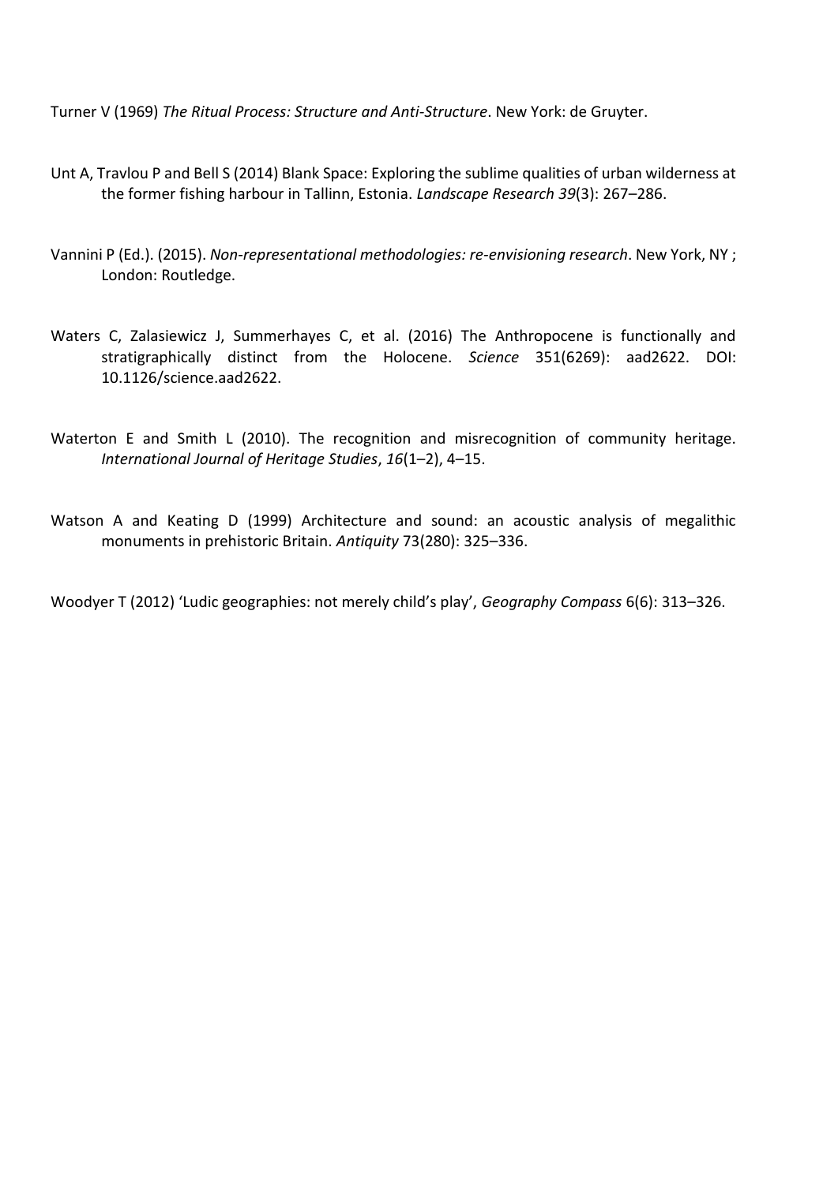Turner V (1969) *The Ritual Process: Structure and Anti-Structure*. New York: de Gruyter.

Unt A, Travlou P and Bell S (2014) Blank Space: Exploring the sublime qualities of urban wilderness at the former fishing harbour in Tallinn, Estonia. *Landscape Research 39*(3): 267–286.

Vannini P (Ed.). (2015). *Non-representational methodologies: re-envisioning research*. New York, NY ; London: Routledge.

Waters C, Zalasiewicz J, Summerhayes C, et al. (2016) The Anthropocene is functionally and stratigraphically distinct from the Holocene. *Science* 351(6269): aad2622. DOI: 10.1126/science.aad2622.

Waterton E and Smith L (2010). The recognition and misrecognition of community heritage. *International Journal of Heritage Studies*, *16*(1–2), 4–15.

Watson A and Keating D (1999) Architecture and sound: an acoustic analysis of megalithic monuments in prehistoric Britain. *Antiquity* 73(280): 325–336.

Woodyer T (2012) 'Ludic geographies: not merely child's play', *Geography Compass* 6(6): 313–326.